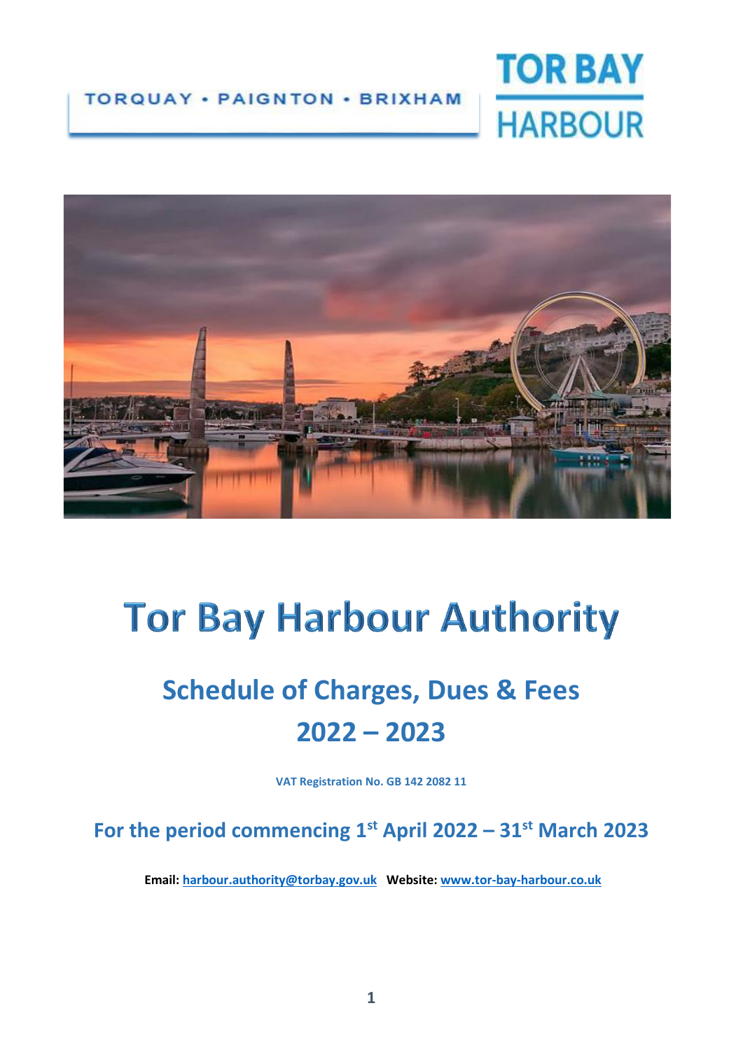TORQUAY • PAIGNTON • BRIXHAM

TOR BAY HARBOUR

# Tor Bay Harbour Authority

## Schedule of Charges, Dues & Fees 2022 – 2023

**VAT Registration No. GB 142 2082 11**

## For the period commencing 1st April 2022 – 31st March 2023

**Email:** harbour.authority@torbay.gov.uk **Website:** www.tor-bay-harbour.co.uk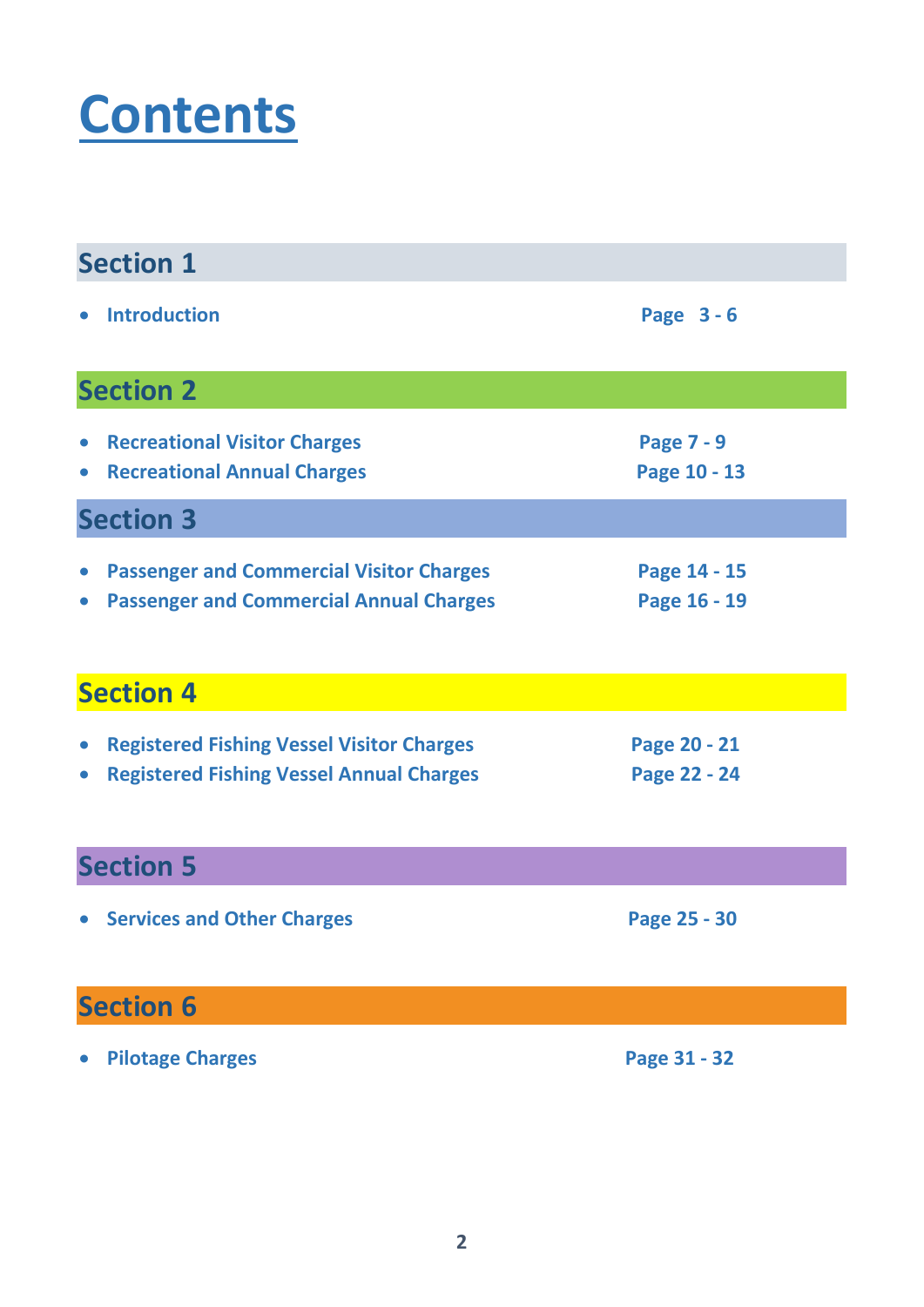# Contents

## Section 1

- **Introduction** — **Page 3 - 6**

## Section 2

- **Recreational Visitor Charges** — **Page 7 - 9**
- **Recreational Annual Charges** — **Page 10 - 13**

## Section 3

- **Passenger and Commercial Visitor Charges** — **Page 14 - 15**
- **Passenger and Commercial Annual Charges** — **Page 16 - 19**

## Section 4

- **Registered Fishing Vessel Visitor Charges** — **Page 20 - 21**
- **Registered Fishing Vessel Annual Charges** — **Page 22 - 24**

## Section 5

- **Services and Other Charges** — **Page 25 - 30**

## Section 6

- **Pilotage Charges** — **Page 31 - 32**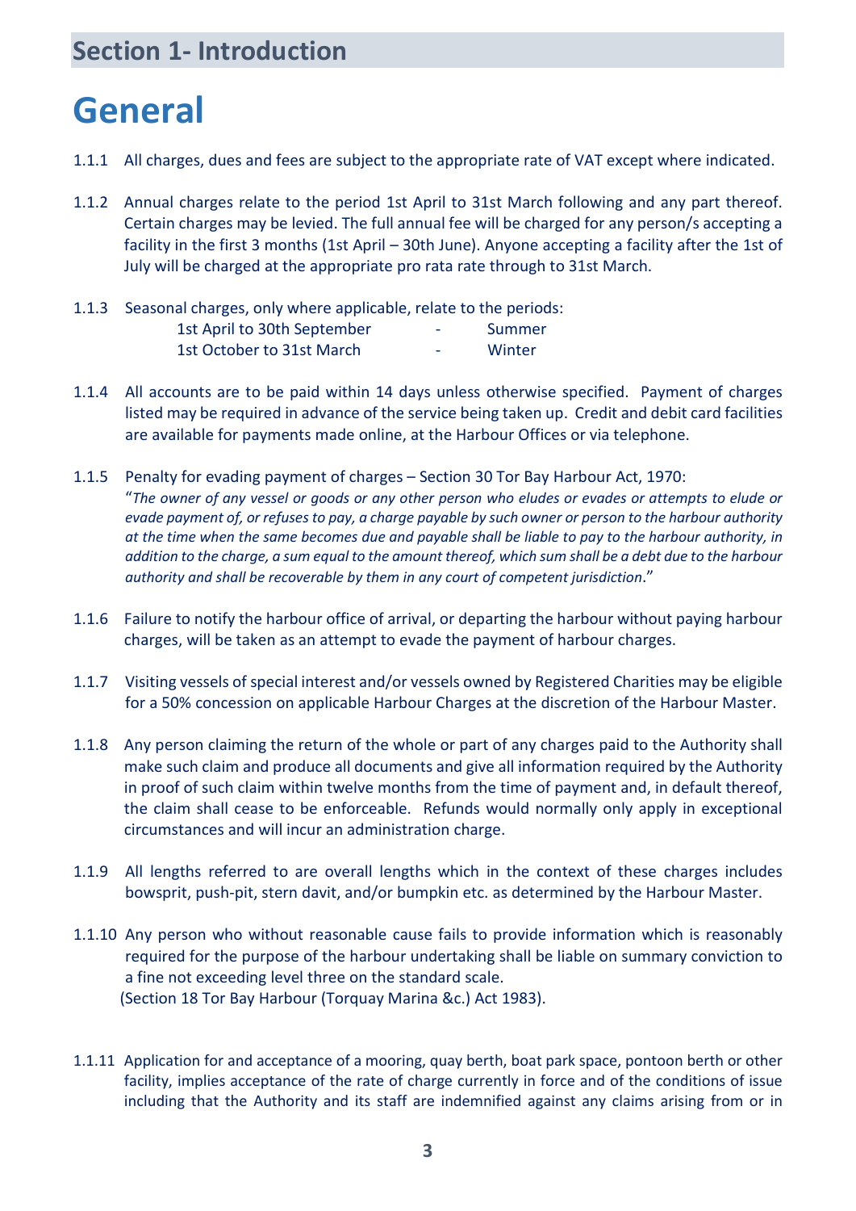## Section 1- Introduction

# General

1.1.1 All charges, dues and fees are subject to the appropriate rate of VAT except where indicated.

1.1.2 Annual charges relate to the period 1st April to 31st March following and any part thereof. Certain charges may be levied. The full annual fee will be charged for any person/s accepting a facility in the first 3 months (1st April – 30th June). Anyone accepting a facility after the 1st of July will be charged at the appropriate pro rata rate through to 31st March.

1.1.3 Seasonal charges, only where applicable, relate to the periods:

| | | |
|---|---|---|
| 1st April to 30th September | - | Summer |
| 1st October to 31st March | - | Winter |

1.1.4 All accounts are to be paid within 14 days unless otherwise specified. Payment of charges listed may be required in advance of the service being taken up. Credit and debit card facilities are available for payments made online, at the Harbour Offices or via telephone.

1.1.5 Penalty for evading payment of charges – Section 30 Tor Bay Harbour Act, 1970:
"*The owner of any vessel or goods or any other person who eludes or evades or attempts to elude or evade payment of, or refuses to pay, a charge payable by such owner or person to the harbour authority at the time when the same becomes due and payable shall be liable to pay to the harbour authority, in addition to the charge, a sum equal to the amount thereof, which sum shall be a debt due to the harbour authority and shall be recoverable by them in any court of competent jurisdiction*."

1.1.6 Failure to notify the harbour office of arrival, or departing the harbour without paying harbour charges, will be taken as an attempt to evade the payment of harbour charges.

1.1.7 Visiting vessels of special interest and/or vessels owned by Registered Charities may be eligible for a 50% concession on applicable Harbour Charges at the discretion of the Harbour Master.

1.1.8 Any person claiming the return of the whole or part of any charges paid to the Authority shall make such claim and produce all documents and give all information required by the Authority in proof of such claim within twelve months from the time of payment and, in default thereof, the claim shall cease to be enforceable. Refunds would normally only apply in exceptional circumstances and will incur an administration charge.

1.1.9 All lengths referred to are overall lengths which in the context of these charges includes bowsprit, push-pit, stern davit, and/or bumpkin etc. as determined by the Harbour Master.

1.1.10 Any person who without reasonable cause fails to provide information which is reasonably required for the purpose of the harbour undertaking shall be liable on summary conviction to a fine not exceeding level three on the standard scale.
(Section 18 Tor Bay Harbour (Torquay Marina &c.) Act 1983).

1.1.11 Application for and acceptance of a mooring, quay berth, boat park space, pontoon berth or other facility, implies acceptance of the rate of charge currently in force and of the conditions of issue including that the Authority and its staff are indemnified against any claims arising from or in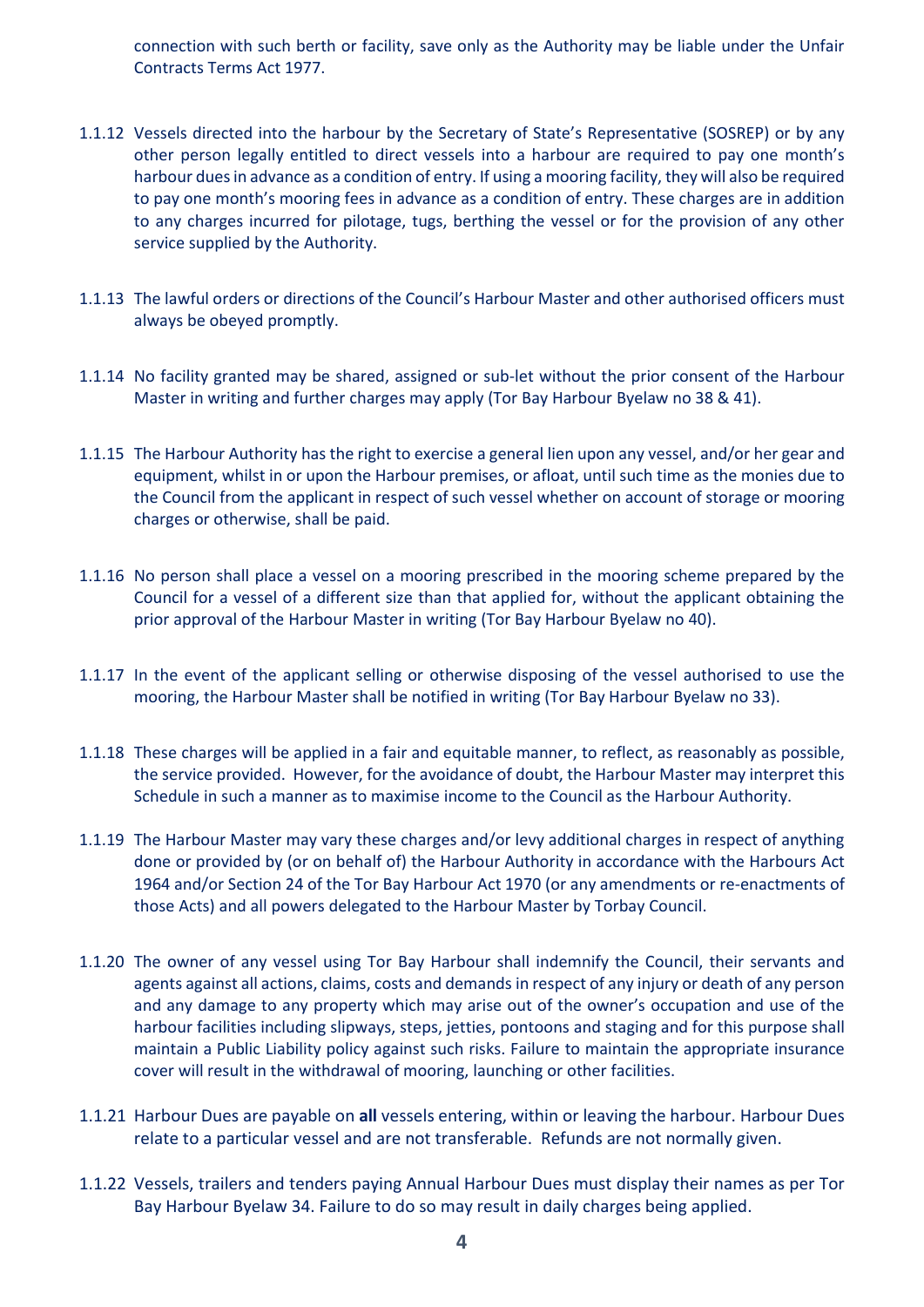connection with such berth or facility, save only as the Authority may be liable under the Unfair Contracts Terms Act 1977.

1.1.12 Vessels directed into the harbour by the Secretary of State's Representative (SOSREP) or by any other person legally entitled to direct vessels into a harbour are required to pay one month's harbour dues in advance as a condition of entry. If using a mooring facility, they will also be required to pay one month's mooring fees in advance as a condition of entry. These charges are in addition to any charges incurred for pilotage, tugs, berthing the vessel or for the provision of any other service supplied by the Authority.

1.1.13 The lawful orders or directions of the Council's Harbour Master and other authorised officers must always be obeyed promptly.

1.1.14 No facility granted may be shared, assigned or sub-let without the prior consent of the Harbour Master in writing and further charges may apply (Tor Bay Harbour Byelaw no 38 & 41).

1.1.15 The Harbour Authority has the right to exercise a general lien upon any vessel, and/or her gear and equipment, whilst in or upon the Harbour premises, or afloat, until such time as the monies due to the Council from the applicant in respect of such vessel whether on account of storage or mooring charges or otherwise, shall be paid.

1.1.16 No person shall place a vessel on a mooring prescribed in the mooring scheme prepared by the Council for a vessel of a different size than that applied for, without the applicant obtaining the prior approval of the Harbour Master in writing (Tor Bay Harbour Byelaw no 40).

1.1.17 In the event of the applicant selling or otherwise disposing of the vessel authorised to use the mooring, the Harbour Master shall be notified in writing (Tor Bay Harbour Byelaw no 33).

1.1.18 These charges will be applied in a fair and equitable manner, to reflect, as reasonably as possible, the service provided. However, for the avoidance of doubt, the Harbour Master may interpret this Schedule in such a manner as to maximise income to the Council as the Harbour Authority.

1.1.19 The Harbour Master may vary these charges and/or levy additional charges in respect of anything done or provided by (or on behalf of) the Harbour Authority in accordance with the Harbours Act 1964 and/or Section 24 of the Tor Bay Harbour Act 1970 (or any amendments or re-enactments of those Acts) and all powers delegated to the Harbour Master by Torbay Council.

1.1.20 The owner of any vessel using Tor Bay Harbour shall indemnify the Council, their servants and agents against all actions, claims, costs and demands in respect of any injury or death of any person and any damage to any property which may arise out of the owner's occupation and use of the harbour facilities including slipways, steps, jetties, pontoons and staging and for this purpose shall maintain a Public Liability policy against such risks. Failure to maintain the appropriate insurance cover will result in the withdrawal of mooring, launching or other facilities.

1.1.21 Harbour Dues are payable on **all** vessels entering, within or leaving the harbour. Harbour Dues relate to a particular vessel and are not transferable. Refunds are not normally given.

1.1.22 Vessels, trailers and tenders paying Annual Harbour Dues must display their names as per Tor Bay Harbour Byelaw 34. Failure to do so may result in daily charges being applied.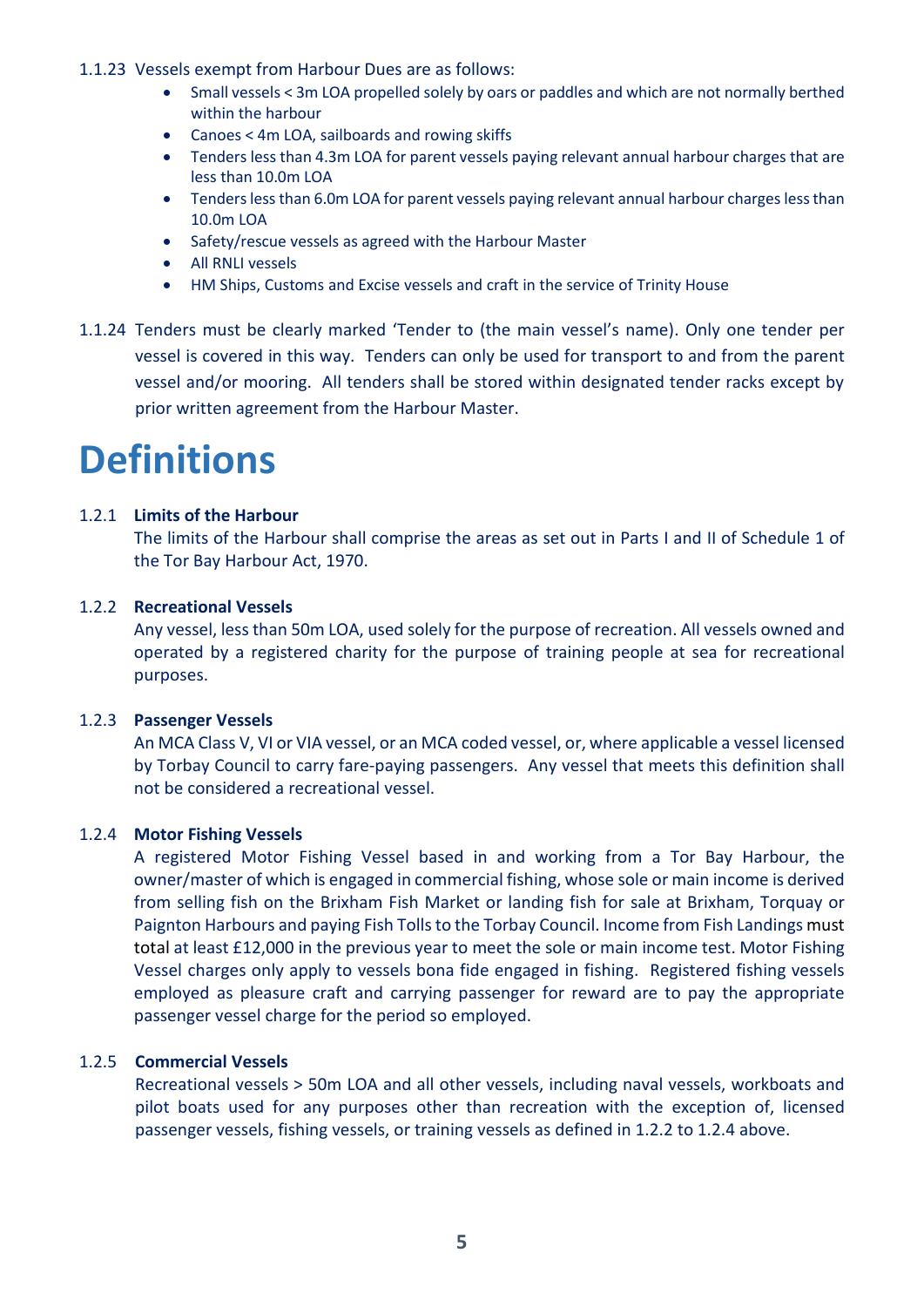1.1.23 Vessels exempt from Harbour Dues are as follows:

- Small vessels < 3m LOA propelled solely by oars or paddles and which are not normally berthed within the harbour
- Canoes < 4m LOA, sailboards and rowing skiffs
- Tenders less than 4.3m LOA for parent vessels paying relevant annual harbour charges that are less than 10.0m LOA
- Tenders less than 6.0m LOA for parent vessels paying relevant annual harbour charges less than 10.0m LOA
- Safety/rescue vessels as agreed with the Harbour Master
- All RNLI vessels
- HM Ships, Customs and Excise vessels and craft in the service of Trinity House

1.1.24 Tenders must be clearly marked 'Tender to (the main vessel's name). Only one tender per vessel is covered in this way. Tenders can only be used for transport to and from the parent vessel and/or mooring. All tenders shall be stored within designated tender racks except by prior written agreement from the Harbour Master.

# Definitions

1.2.1 **Limits of the Harbour**

The limits of the Harbour shall comprise the areas as set out in Parts I and II of Schedule 1 of the Tor Bay Harbour Act, 1970.

1.2.2 **Recreational Vessels**

Any vessel, less than 50m LOA, used solely for the purpose of recreation. All vessels owned and operated by a registered charity for the purpose of training people at sea for recreational purposes.

1.2.3 **Passenger Vessels**

An MCA Class V, VI or VIA vessel, or an MCA coded vessel, or, where applicable a vessel licensed by Torbay Council to carry fare-paying passengers. Any vessel that meets this definition shall not be considered a recreational vessel.

1.2.4 **Motor Fishing Vessels**

A registered Motor Fishing Vessel based in and working from a Tor Bay Harbour, the owner/master of which is engaged in commercial fishing, whose sole or main income is derived from selling fish on the Brixham Fish Market or landing fish for sale at Brixham, Torquay or Paignton Harbours and paying Fish Tolls to the Torbay Council. Income from Fish Landings must total at least £12,000 in the previous year to meet the sole or main income test. Motor Fishing Vessel charges only apply to vessels bona fide engaged in fishing. Registered fishing vessels employed as pleasure craft and carrying passenger for reward are to pay the appropriate passenger vessel charge for the period so employed.

1.2.5 **Commercial Vessels**

Recreational vessels > 50m LOA and all other vessels, including naval vessels, workboats and pilot boats used for any purposes other than recreation with the exception of, licensed passenger vessels, fishing vessels, or training vessels as defined in 1.2.2 to 1.2.4 above.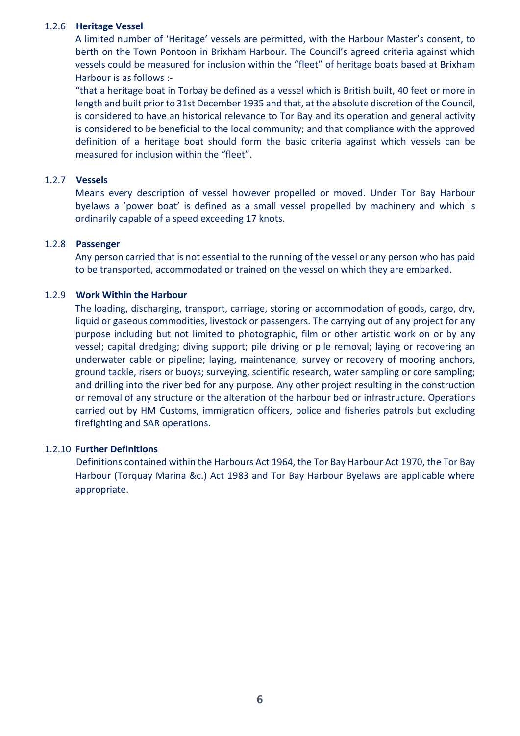#### 1.2.6 Heritage Vessel

A limited number of 'Heritage' vessels are permitted, with the Harbour Master's consent, to berth on the Town Pontoon in Brixham Harbour. The Council's agreed criteria against which vessels could be measured for inclusion within the "fleet" of heritage boats based at Brixham Harbour is as follows :-

"that a heritage boat in Torbay be defined as a vessel which is British built, 40 feet or more in length and built prior to 31st December 1935 and that, at the absolute discretion of the Council, is considered to have an historical relevance to Tor Bay and its operation and general activity is considered to be beneficial to the local community; and that compliance with the approved definition of a heritage boat should form the basic criteria against which vessels can be measured for inclusion within the "fleet".

#### 1.2.7 Vessels

Means every description of vessel however propelled or moved. Under Tor Bay Harbour byelaws a 'power boat' is defined as a small vessel propelled by machinery and which is ordinarily capable of a speed exceeding 17 knots.

#### 1.2.8 Passenger

Any person carried that is not essential to the running of the vessel or any person who has paid to be transported, accommodated or trained on the vessel on which they are embarked.

#### 1.2.9 Work Within the Harbour

The loading, discharging, transport, carriage, storing or accommodation of goods, cargo, dry, liquid or gaseous commodities, livestock or passengers. The carrying out of any project for any purpose including but not limited to photographic, film or other artistic work on or by any vessel; capital dredging; diving support; pile driving or pile removal; laying or recovering an underwater cable or pipeline; laying, maintenance, survey or recovery of mooring anchors, ground tackle, risers or buoys; surveying, scientific research, water sampling or core sampling; and drilling into the river bed for any purpose. Any other project resulting in the construction or removal of any structure or the alteration of the harbour bed or infrastructure. Operations carried out by HM Customs, immigration officers, police and fisheries patrols but excluding firefighting and SAR operations.

#### 1.2.10 Further Definitions

Definitions contained within the Harbours Act 1964, the Tor Bay Harbour Act 1970, the Tor Bay Harbour (Torquay Marina &c.) Act 1983 and Tor Bay Harbour Byelaws are applicable where appropriate.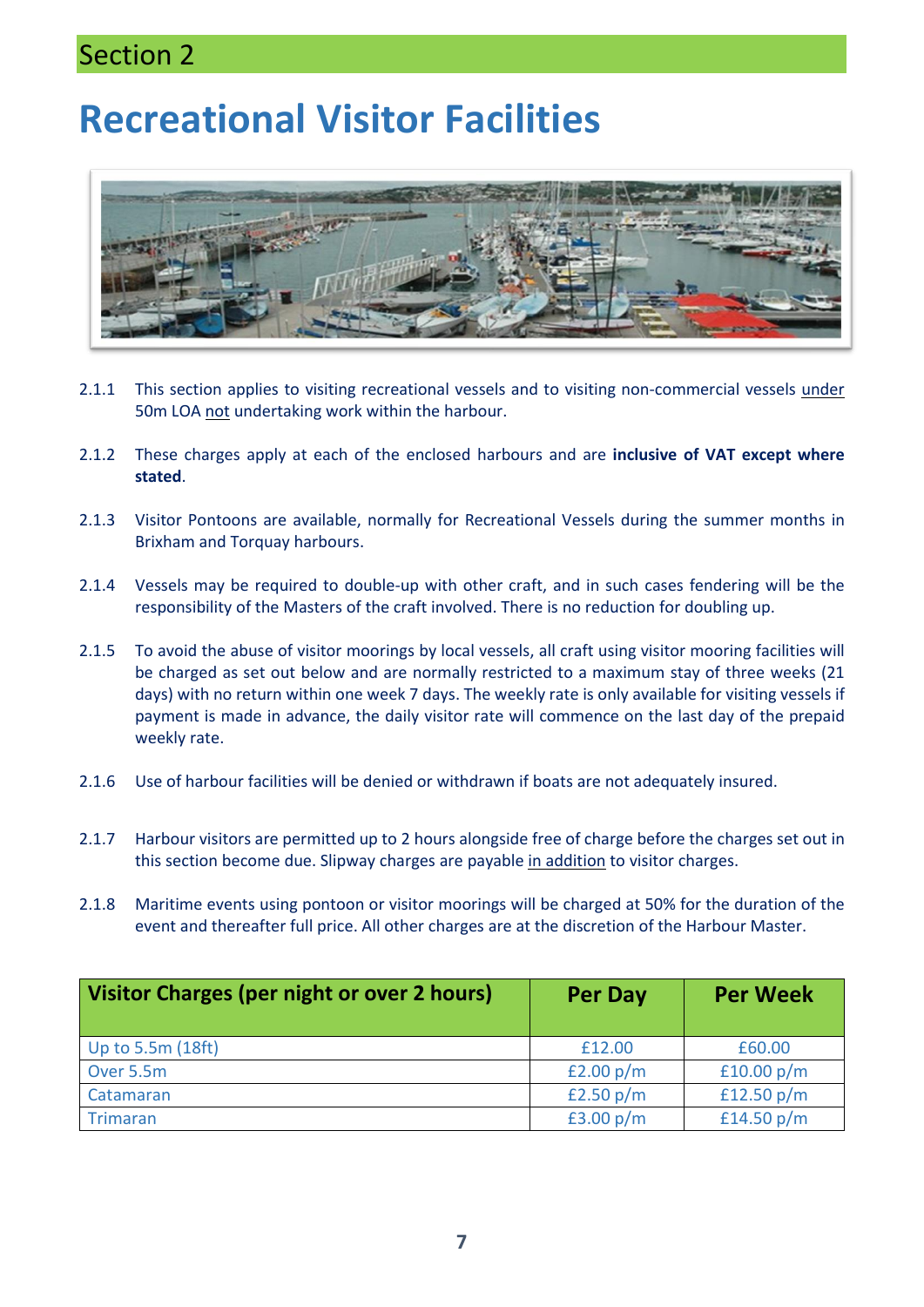## Section 2

# Recreational Visitor Facilities

2.1.1 This section applies to visiting recreational vessels and to visiting non-commercial vessels under 50m LOA not undertaking work within the harbour.

2.1.2 These charges apply at each of the enclosed harbours and are **inclusive of VAT except where stated**.

2.1.3 Visitor Pontoons are available, normally for Recreational Vessels during the summer months in Brixham and Torquay harbours.

2.1.4 Vessels may be required to double-up with other craft, and in such cases fendering will be the responsibility of the Masters of the craft involved. There is no reduction for doubling up.

2.1.5 To avoid the abuse of visitor moorings by local vessels, all craft using visitor mooring facilities will be charged as set out below and are normally restricted to a maximum stay of three weeks (21 days) with no return within one week 7 days. The weekly rate is only available for visiting vessels if payment is made in advance, the daily visitor rate will commence on the last day of the prepaid weekly rate.

2.1.6 Use of harbour facilities will be denied or withdrawn if boats are not adequately insured.

2.1.7 Harbour visitors are permitted up to 2 hours alongside free of charge before the charges set out in this section become due. Slipway charges are payable in addition to visitor charges.

2.1.8 Maritime events using pontoon or visitor moorings will be charged at 50% for the duration of the event and thereafter full price. All other charges are at the discretion of the Harbour Master.

| Visitor Charges (per night or over 2 hours) | Per Day | Per Week |
|---|---|---|
| Up to 5.5m (18ft) | £12.00 | £60.00 |
| Over 5.5m | £2.00 p/m | £10.00 p/m |
| Catamaran | £2.50 p/m | £12.50 p/m |
| Trimaran | £3.00 p/m | £14.50 p/m |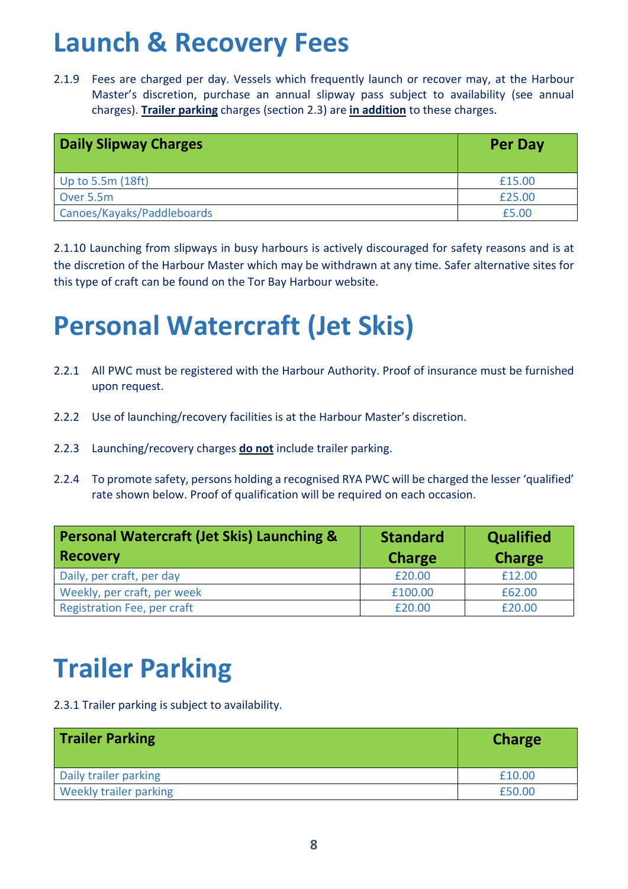# Launch & Recovery Fees

2.1.9 Fees are charged per day. Vessels which frequently launch or recover may, at the Harbour Master's discretion, purchase an annual slipway pass subject to availability (see annual charges). **Trailer parking** charges (section 2.3) are **in addition** to these charges.

| Daily Slipway Charges | Per Day |
|---|---|
| Up to 5.5m (18ft) | £15.00 |
| Over 5.5m | £25.00 |
| Canoes/Kayaks/Paddleboards | £5.00 |

2.1.10 Launching from slipways in busy harbours is actively discouraged for safety reasons and is at the discretion of the Harbour Master which may be withdrawn at any time. Safer alternative sites for this type of craft can be found on the Tor Bay Harbour website.

# Personal Watercraft (Jet Skis)

2.2.1 All PWC must be registered with the Harbour Authority. Proof of insurance must be furnished upon request.

2.2.2 Use of launching/recovery facilities is at the Harbour Master's discretion.

2.2.3 Launching/recovery charges **do not** include trailer parking.

2.2.4 To promote safety, persons holding a recognised RYA PWC will be charged the lesser 'qualified' rate shown below. Proof of qualification will be required on each occasion.

| Personal Watercraft (Jet Skis) Launching & Recovery | Standard Charge | Qualified Charge |
|---|---|---|
| Daily, per craft, per day | £20.00 | £12.00 |
| Weekly, per craft, per week | £100.00 | £62.00 |
| Registration Fee, per craft | £20.00 | £20.00 |

# Trailer Parking

2.3.1 Trailer parking is subject to availability.

| Trailer Parking | Charge |
|---|---|
| Daily trailer parking | £10.00 |
| Weekly trailer parking | £50.00 |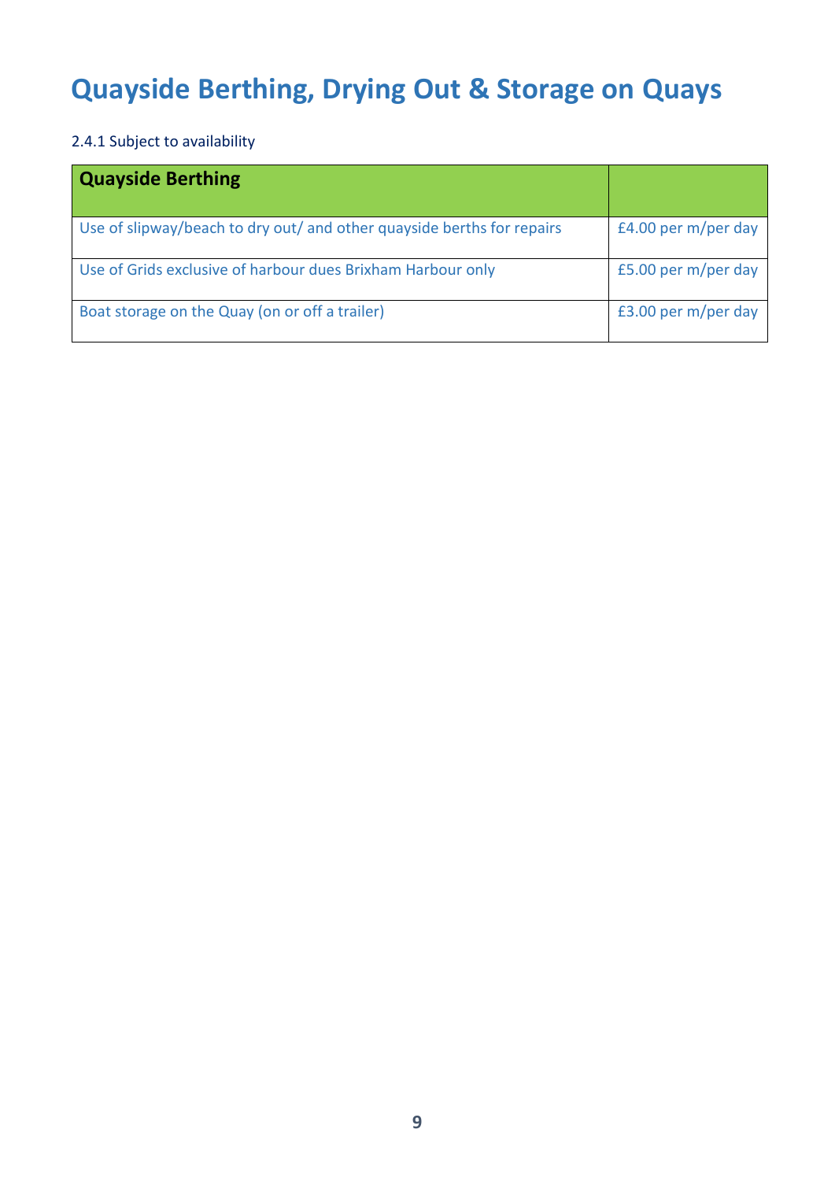# Quayside Berthing, Drying Out & Storage on Quays

2.4.1 Subject to availability

| Quayside Berthing | |
|---|---|
| Use of slipway/beach to dry out/ and other quayside berths for repairs | £4.00 per m/per day |
| Use of Grids exclusive of harbour dues Brixham Harbour only | £5.00 per m/per day |
| Boat storage on the Quay (on or off a trailer) | £3.00 per m/per day |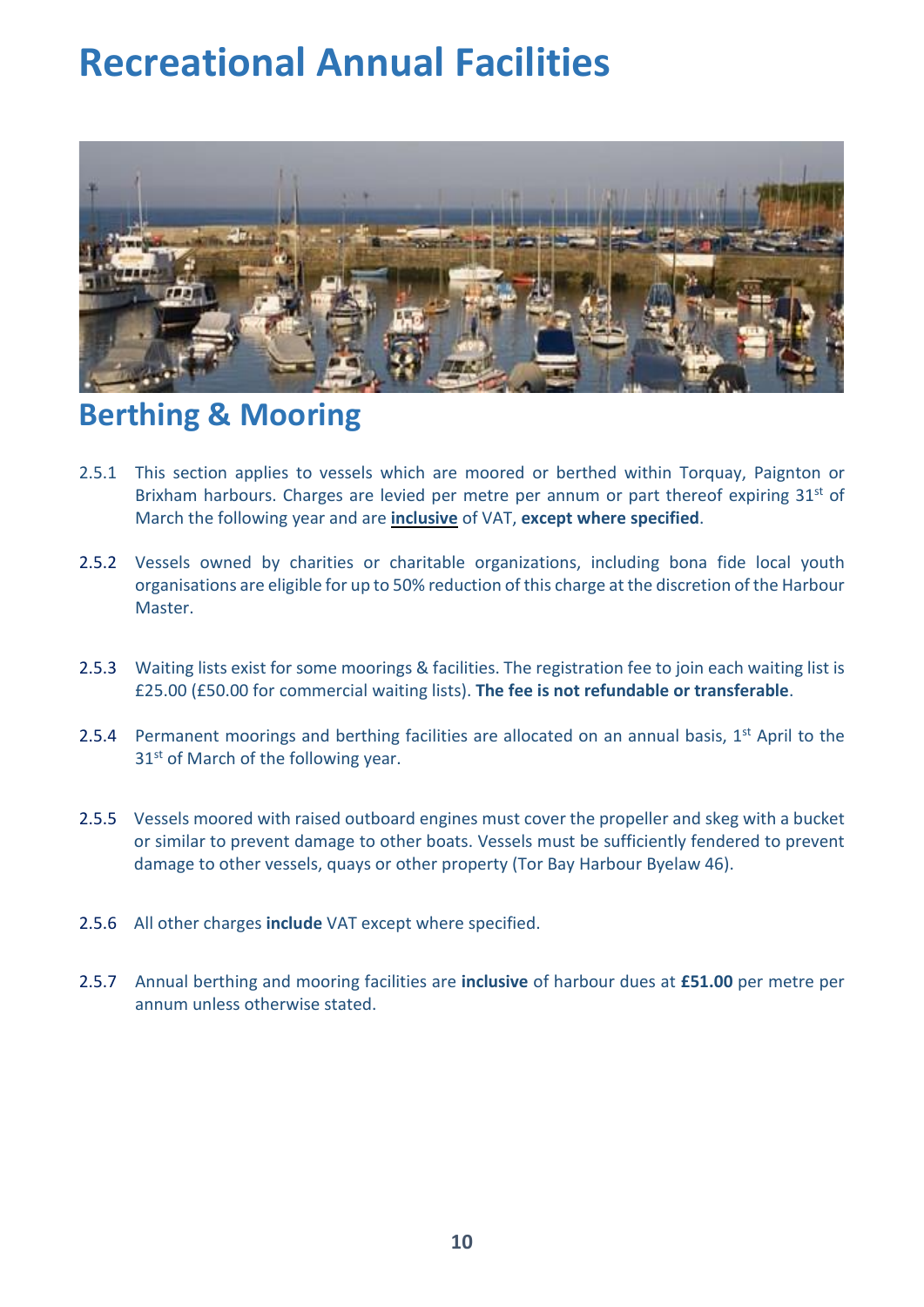# Recreational Annual Facilities

## Berthing & Mooring

2.5.1 This section applies to vessels which are moored or berthed within Torquay, Paignton or Brixham harbours. Charges are levied per metre per annum or part thereof expiring 31st of March the following year and are **inclusive** of VAT, **except where specified**.

2.5.2 Vessels owned by charities or charitable organizations, including bona fide local youth organisations are eligible for up to 50% reduction of this charge at the discretion of the Harbour Master.

2.5.3 Waiting lists exist for some moorings & facilities. The registration fee to join each waiting list is £25.00 (£50.00 for commercial waiting lists). **The fee is not refundable or transferable**.

2.5.4 Permanent moorings and berthing facilities are allocated on an annual basis, 1st April to the 31st of March of the following year.

2.5.5 Vessels moored with raised outboard engines must cover the propeller and skeg with a bucket or similar to prevent damage to other boats. Vessels must be sufficiently fendered to prevent damage to other vessels, quays or other property (Tor Bay Harbour Byelaw 46).

2.5.6 All other charges **include** VAT except where specified.

2.5.7 Annual berthing and mooring facilities are **inclusive** of harbour dues at **£51.00** per metre per annum unless otherwise stated.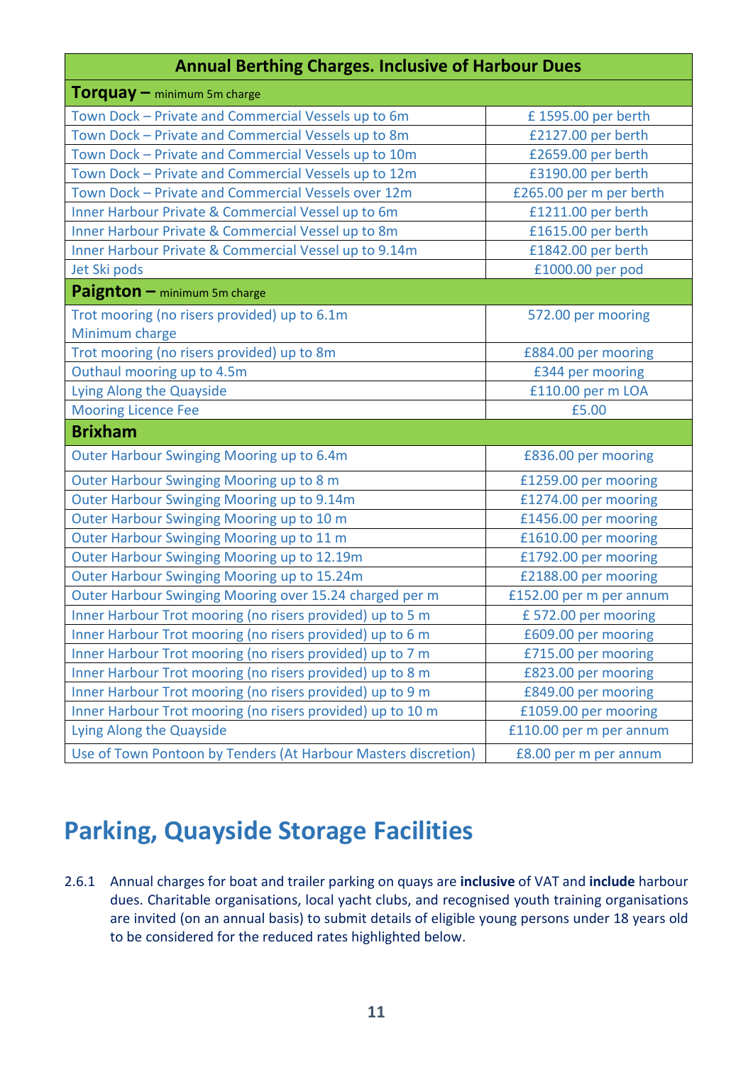| Annual Berthing Charges. Inclusive of Harbour Dues | |
|---|---|
| **Torquay –** minimum 5m charge | |
| Town Dock – Private and Commercial Vessels up to 6m | £ 1595.00 per berth |
| Town Dock – Private and Commercial Vessels up to 8m | £2127.00 per berth |
| Town Dock – Private and Commercial Vessels up to 10m | £2659.00 per berth |
| Town Dock – Private and Commercial Vessels up to 12m | £3190.00 per berth |
| Town Dock – Private and Commercial Vessels over 12m | £265.00 per m per berth |
| Inner Harbour Private & Commercial Vessel up to 6m | £1211.00 per berth |
| Inner Harbour Private & Commercial Vessel up to 8m | £1615.00 per berth |
| Inner Harbour Private & Commercial Vessel up to 9.14m | £1842.00 per berth |
| Jet Ski pods | £1000.00 per pod |
| **Paignton –** minimum 5m charge | |
| Trot mooring (no risers provided) up to 6.1m Minimum charge | 572.00 per mooring |
| Trot mooring (no risers provided) up to 8m | £884.00 per mooring |
| Outhaul mooring up to 4.5m | £344 per mooring |
| Lying Along the Quayside | £110.00 per m LOA |
| Mooring Licence Fee | £5.00 |
| **Brixham** | |
| Outer Harbour Swinging Mooring up to 6.4m | £836.00 per mooring |
| Outer Harbour Swinging Mooring up to 8 m | £1259.00 per mooring |
| Outer Harbour Swinging Mooring up to 9.14m | £1274.00 per mooring |
| Outer Harbour Swinging Mooring up to 10 m | £1456.00 per mooring |
| Outer Harbour Swinging Mooring up to 11 m | £1610.00 per mooring |
| Outer Harbour Swinging Mooring up to 12.19m | £1792.00 per mooring |
| Outer Harbour Swinging Mooring up to 15.24m | £2188.00 per mooring |
| Outer Harbour Swinging Mooring over 15.24 charged per m | £152.00 per m per annum |
| Inner Harbour Trot mooring (no risers provided) up to 5 m | £ 572.00 per mooring |
| Inner Harbour Trot mooring (no risers provided) up to 6 m | £609.00 per mooring |
| Inner Harbour Trot mooring (no risers provided) up to 7 m | £715.00 per mooring |
| Inner Harbour Trot mooring (no risers provided) up to 8 m | £823.00 per mooring |
| Inner Harbour Trot mooring (no risers provided) up to 9 m | £849.00 per mooring |
| Inner Harbour Trot mooring (no risers provided) up to 10 m | £1059.00 per mooring |
| Lying Along the Quayside | £110.00 per m per annum |
| Use of Town Pontoon by Tenders (At Harbour Masters discretion) | £8.00 per m per annum |

## Parking, Quayside Storage Facilities

2.6.1 Annual charges for boat and trailer parking on quays are **inclusive** of VAT and **include** harbour dues. Charitable organisations, local yacht clubs, and recognised youth training organisations are invited (on an annual basis) to submit details of eligible young persons under 18 years old to be considered for the reduced rates highlighted below.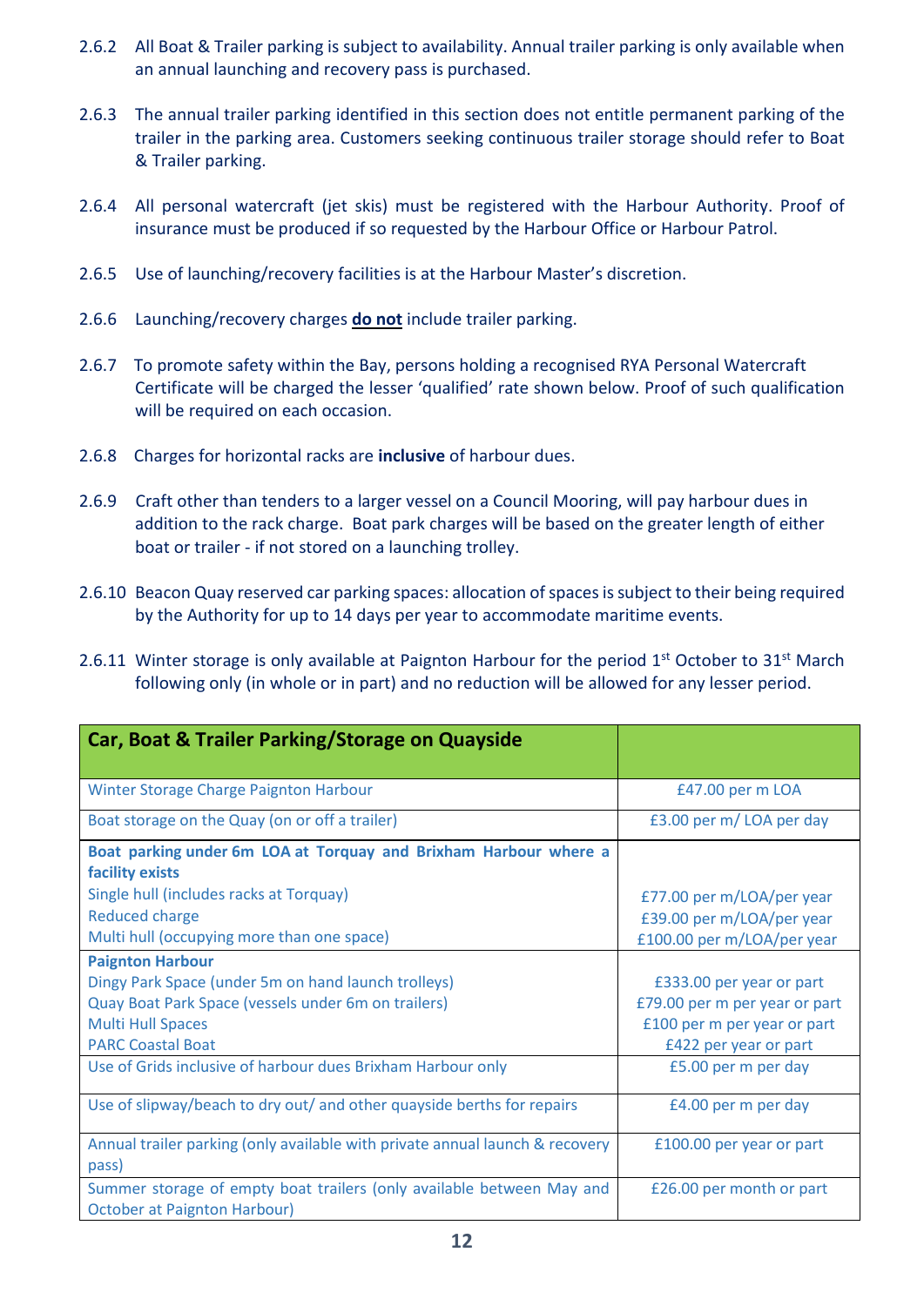2.6.2 All Boat & Trailer parking is subject to availability. Annual trailer parking is only available when an annual launching and recovery pass is purchased.

2.6.3 The annual trailer parking identified in this section does not entitle permanent parking of the trailer in the parking area. Customers seeking continuous trailer storage should refer to Boat & Trailer parking.

2.6.4 All personal watercraft (jet skis) must be registered with the Harbour Authority. Proof of insurance must be produced if so requested by the Harbour Office or Harbour Patrol.

2.6.5 Use of launching/recovery facilities is at the Harbour Master's discretion.

2.6.6 Launching/recovery charges **do not** include trailer parking.

2.6.7 To promote safety within the Bay, persons holding a recognised RYA Personal Watercraft Certificate will be charged the lesser 'qualified' rate shown below. Proof of such qualification will be required on each occasion.

2.6.8 Charges for horizontal racks are **inclusive** of harbour dues.

2.6.9 Craft other than tenders to a larger vessel on a Council Mooring, will pay harbour dues in addition to the rack charge. Boat park charges will be based on the greater length of either boat or trailer - if not stored on a launching trolley.

2.6.10 Beacon Quay reserved car parking spaces: allocation of spaces is subject to their being required by the Authority for up to 14 days per year to accommodate maritime events.

2.6.11 Winter storage is only available at Paignton Harbour for the period 1st October to 31st March following only (in whole or in part) and no reduction will be allowed for any lesser period.

| **Car, Boat & Trailer Parking/Storage on Quayside** | |
|---|---|
| Winter Storage Charge Paignton Harbour | £47.00 per m LOA |
| Boat storage on the Quay (on or off a trailer) | £3.00 per m/ LOA per day |
| **Boat parking under 6m LOA at Torquay and Brixham Harbour where a facility exists** | |
| Single hull (includes racks at Torquay) | £77.00 per m/LOA/per year |
| Reduced charge | £39.00 per m/LOA/per year |
| Multi hull (occupying more than one space) | £100.00 per m/LOA/per year |
| **Paignton Harbour** | |
| Dingy Park Space (under 5m on hand launch trolleys) | £333.00 per year or part |
| Quay Boat Park Space (vessels under 6m on trailers) | £79.00 per m per year or part |
| Multi Hull Spaces | £100 per m per year or part |
| PARC Coastal Boat | £422 per year or part |
| Use of Grids inclusive of harbour dues Brixham Harbour only | £5.00 per m per day |
| Use of slipway/beach to dry out/ and other quayside berths for repairs | £4.00 per m per day |
| Annual trailer parking (only available with private annual launch & recovery pass) | £100.00 per year or part |
| Summer storage of empty boat trailers (only available between May and October at Paignton Harbour) | £26.00 per month or part |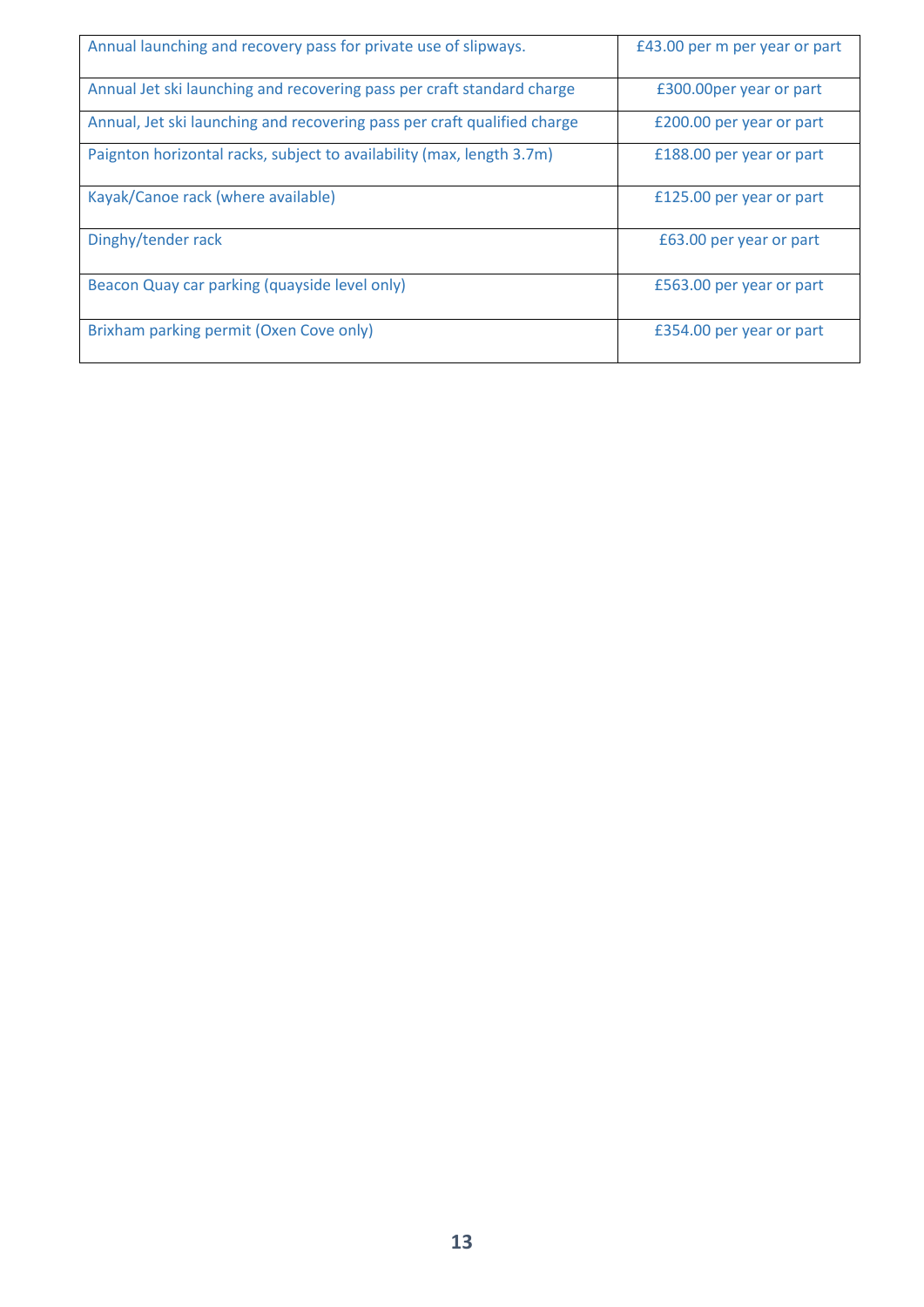| | |
|---|---|
| Annual launching and recovery pass for private use of slipways. | £43.00 per m per year or part |
| Annual Jet ski launching and recovering pass per craft standard charge | £300.00per year or part |
| Annual, Jet ski launching and recovering pass per craft qualified charge | £200.00 per year or part |
| Paignton horizontal racks, subject to availability (max, length 3.7m) | £188.00 per year or part |
| Kayak/Canoe rack (where available) | £125.00 per year or part |
| Dinghy/tender rack | £63.00 per year or part |
| Beacon Quay car parking (quayside level only) | £563.00 per year or part |
| Brixham parking permit (Oxen Cove only) | £354.00 per year or part |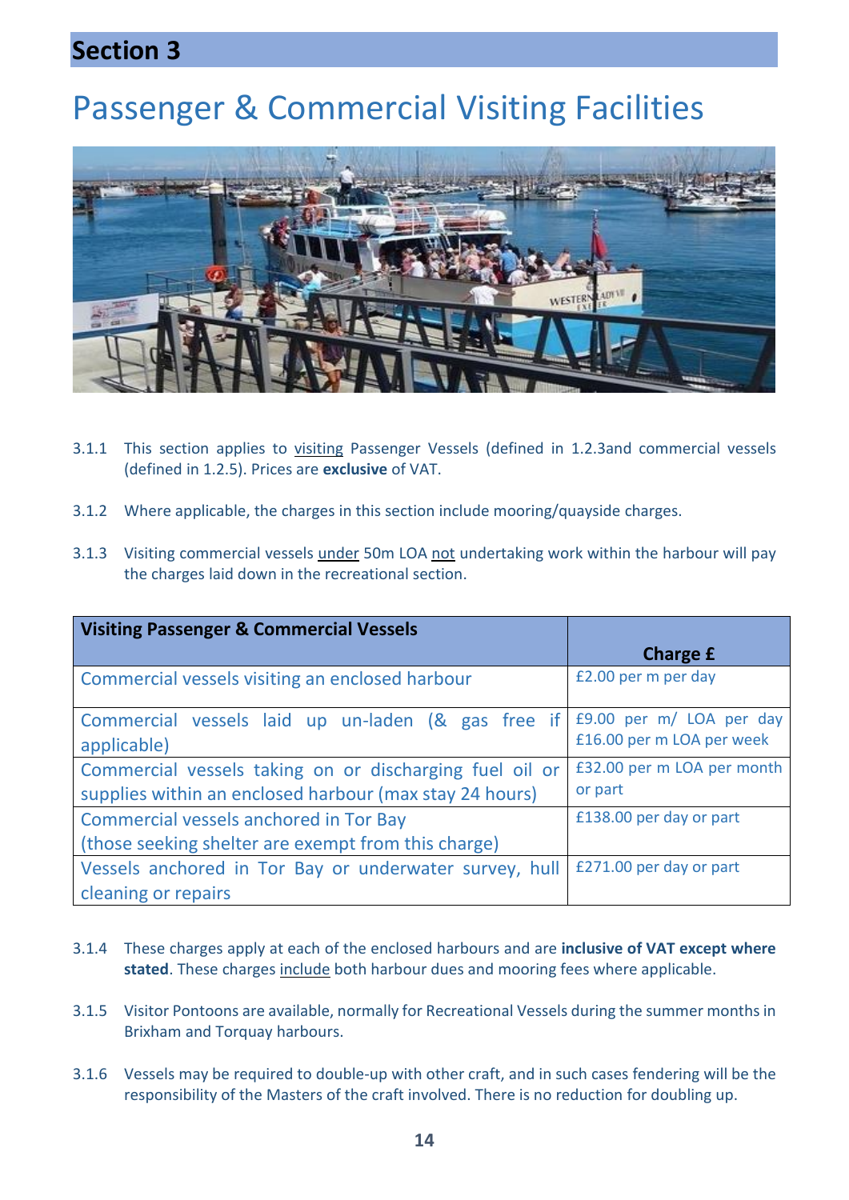## Section 3

# Passenger & Commercial Visiting Facilities

3.1.1 This section applies to visiting Passenger Vessels (defined in 1.2.3and commercial vessels (defined in 1.2.5). Prices are **exclusive** of VAT.

3.1.2 Where applicable, the charges in this section include mooring/quayside charges.

3.1.3 Visiting commercial vessels under 50m LOA not undertaking work within the harbour will pay the charges laid down in the recreational section.

| Visiting Passenger & Commercial Vessels | Charge £ |
|---|---|
| Commercial vessels visiting an enclosed harbour | £2.00 per m per day |
| Commercial vessels laid up un-laden (& gas free if applicable) | £9.00 per m/ LOA per day<br>£16.00 per m LOA per week |
| Commercial vessels taking on or discharging fuel oil or supplies within an enclosed harbour (max stay 24 hours) | £32.00 per m LOA per month or part |
| Commercial vessels anchored in Tor Bay<br>(those seeking shelter are exempt from this charge) | £138.00 per day or part |
| Vessels anchored in Tor Bay or underwater survey, hull cleaning or repairs | £271.00 per day or part |

3.1.4 These charges apply at each of the enclosed harbours and are **inclusive of VAT except where stated**. These charges include both harbour dues and mooring fees where applicable.

3.1.5 Visitor Pontoons are available, normally for Recreational Vessels during the summer months in Brixham and Torquay harbours.

3.1.6 Vessels may be required to double-up with other craft, and in such cases fendering will be the responsibility of the Masters of the craft involved. There is no reduction for doubling up.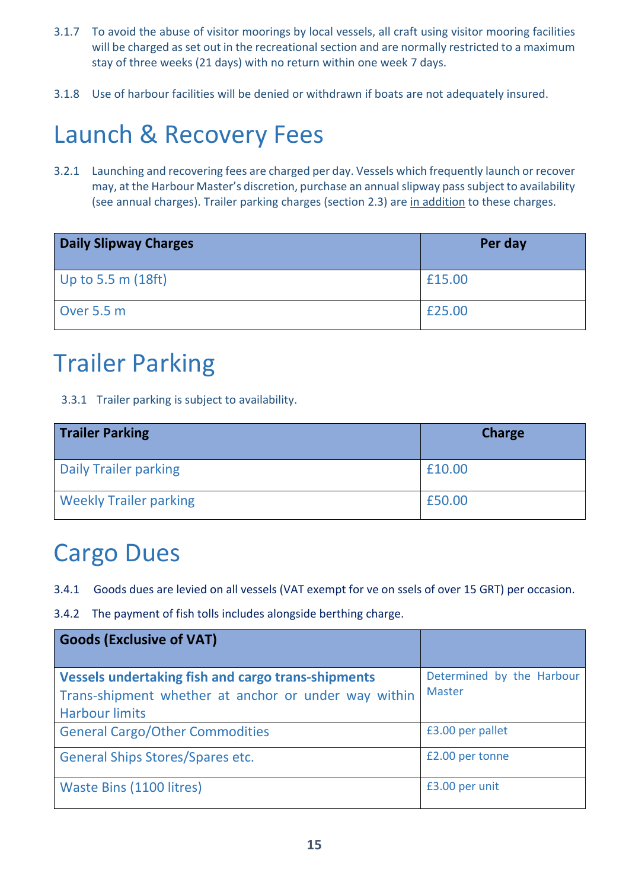3.1.7 To avoid the abuse of visitor moorings by local vessels, all craft using visitor mooring facilities will be charged as set out in the recreational section and are normally restricted to a maximum stay of three weeks (21 days) with no return within one week 7 days.

3.1.8 Use of harbour facilities will be denied or withdrawn if boats are not adequately insured.

# Launch & Recovery Fees

3.2.1 Launching and recovering fees are charged per day. Vessels which frequently launch or recover may, at the Harbour Master's discretion, purchase an annual slipway pass subject to availability (see annual charges). Trailer parking charges (section 2.3) are <u>in addition</u> to these charges.

| Daily Slipway Charges | Per day |
|---|---|
| Up to 5.5 m (18ft) | £15.00 |
| Over 5.5 m | £25.00 |

# Trailer Parking

3.3.1 Trailer parking is subject to availability.

| Trailer Parking | Charge |
|---|---|
| Daily Trailer parking | £10.00 |
| Weekly Trailer parking | £50.00 |

# Cargo Dues

3.4.1 Goods dues are levied on all vessels (VAT exempt for ve on ssels of over 15 GRT) per occasion.

3.4.2 The payment of fish tolls includes alongside berthing charge.

| Goods (Exclusive of VAT) | |
|---|---|
| **Vessels undertaking fish and cargo trans-shipments** Trans-shipment whether at anchor or under way within Harbour limits | Determined by the Harbour Master |
| General Cargo/Other Commodities | £3.00 per pallet |
| General Ships Stores/Spares etc. | £2.00 per tonne |
| Waste Bins (1100 litres) | £3.00 per unit |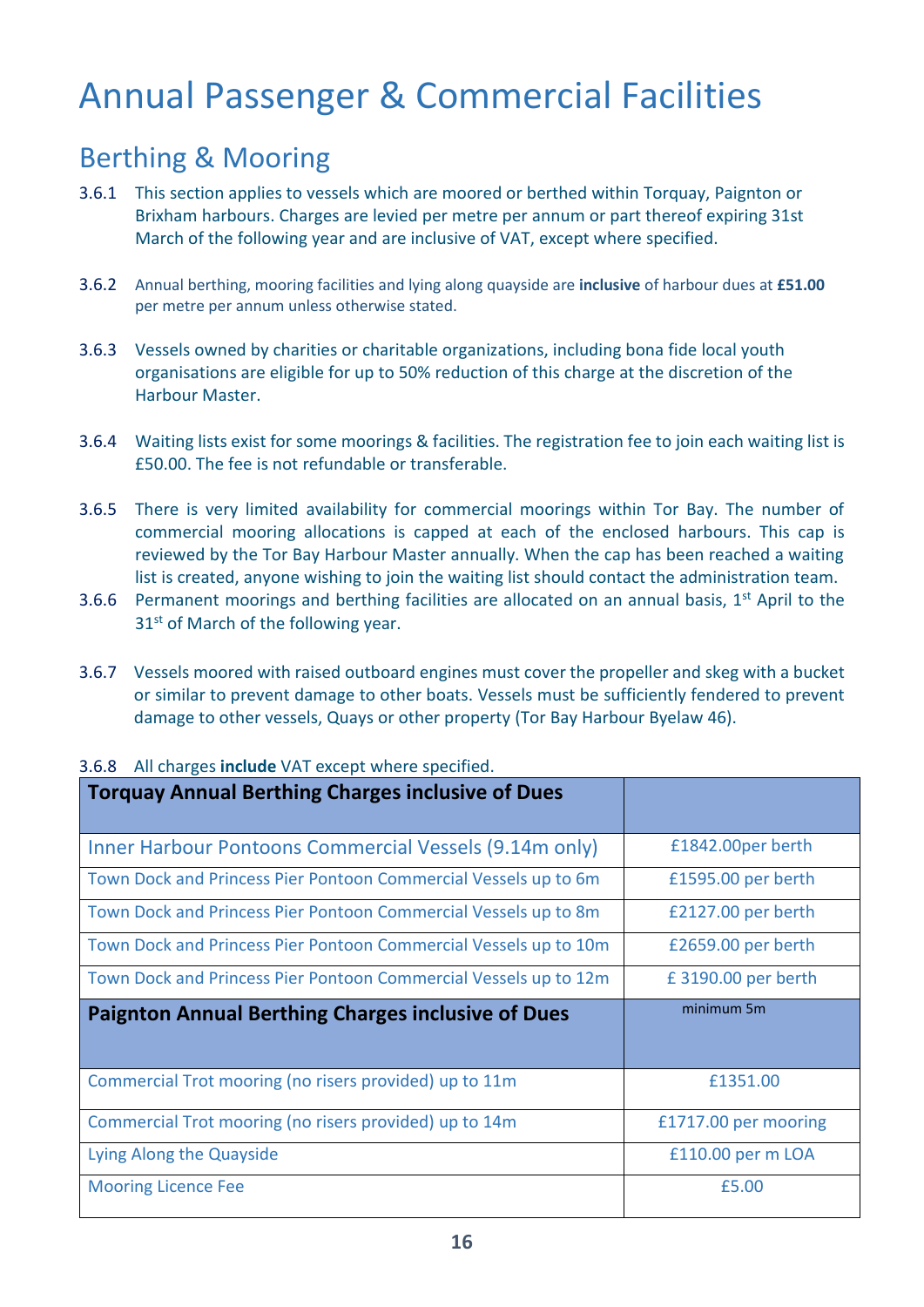# Annual Passenger & Commercial Facilities

## Berthing & Mooring

3.6.1 This section applies to vessels which are moored or berthed within Torquay, Paignton or Brixham harbours. Charges are levied per metre per annum or part thereof expiring 31st March of the following year and are inclusive of VAT, except where specified.

3.6.2 Annual berthing, mooring facilities and lying along quayside are **inclusive** of harbour dues at **£51.00** per metre per annum unless otherwise stated.

3.6.3 Vessels owned by charities or charitable organizations, including bona fide local youth organisations are eligible for up to 50% reduction of this charge at the discretion of the Harbour Master.

3.6.4 Waiting lists exist for some moorings & facilities. The registration fee to join each waiting list is £50.00. The fee is not refundable or transferable.

3.6.5 There is very limited availability for commercial moorings within Tor Bay. The number of commercial mooring allocations is capped at each of the enclosed harbours. This cap is reviewed by the Tor Bay Harbour Master annually. When the cap has been reached a waiting list is created, anyone wishing to join the waiting list should contact the administration team.

3.6.6 Permanent moorings and berthing facilities are allocated on an annual basis, 1st April to the 31st of March of the following year.

3.6.7 Vessels moored with raised outboard engines must cover the propeller and skeg with a bucket or similar to prevent damage to other boats. Vessels must be sufficiently fendered to prevent damage to other vessels, Quays or other property (Tor Bay Harbour Byelaw 46).

3.6.8 All charges **include** VAT except where specified.

| **Torquay Annual Berthing Charges inclusive of Dues** | |
|---|---|
| Inner Harbour Pontoons Commercial Vessels (9.14m only) | £1842.00per berth |
| Town Dock and Princess Pier Pontoon Commercial Vessels up to 6m | £1595.00 per berth |
| Town Dock and Princess Pier Pontoon Commercial Vessels up to 8m | £2127.00 per berth |
| Town Dock and Princess Pier Pontoon Commercial Vessels up to 10m | £2659.00 per berth |
| Town Dock and Princess Pier Pontoon Commercial Vessels up to 12m | £ 3190.00 per berth |
| **Paignton Annual Berthing Charges inclusive of Dues** | minimum 5m |
| Commercial Trot mooring (no risers provided) up to 11m | £1351.00 |
| Commercial Trot mooring (no risers provided) up to 14m | £1717.00 per mooring |
| Lying Along the Quayside | £110.00 per m LOA |
| Mooring Licence Fee | £5.00 |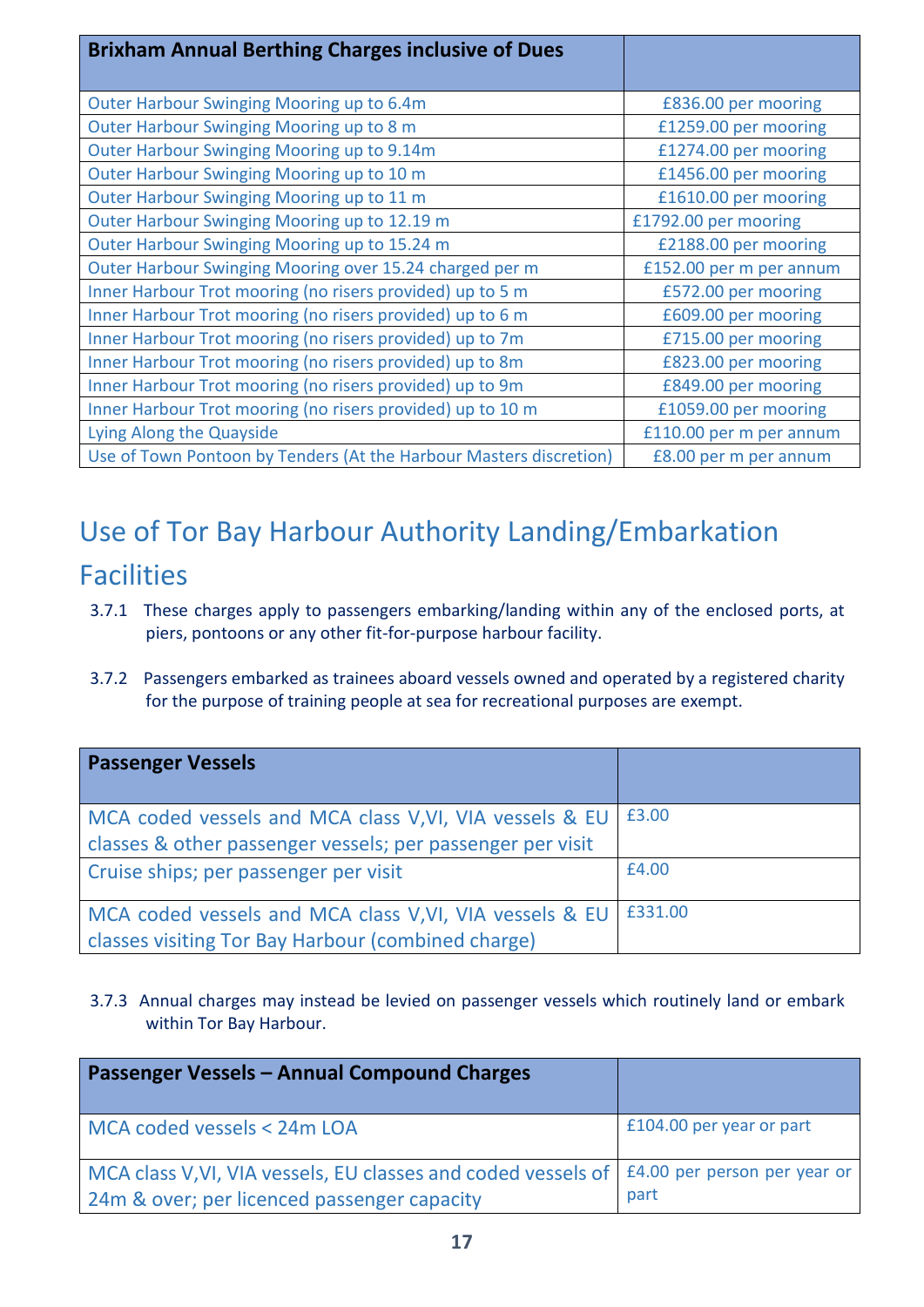| Brixham Annual Berthing Charges inclusive of Dues | |
|---|---|
| Outer Harbour Swinging Mooring up to 6.4m | £836.00 per mooring |
| Outer Harbour Swinging Mooring up to 8 m | £1259.00 per mooring |
| Outer Harbour Swinging Mooring up to 9.14m | £1274.00 per mooring |
| Outer Harbour Swinging Mooring up to 10 m | £1456.00 per mooring |
| Outer Harbour Swinging Mooring up to 11 m | £1610.00 per mooring |
| Outer Harbour Swinging Mooring up to 12.19 m | £1792.00 per mooring |
| Outer Harbour Swinging Mooring up to 15.24 m | £2188.00 per mooring |
| Outer Harbour Swinging Mooring over 15.24 charged per m | £152.00 per m per annum |
| Inner Harbour Trot mooring (no risers provided) up to 5 m | £572.00 per mooring |
| Inner Harbour Trot mooring (no risers provided) up to 6 m | £609.00 per mooring |
| Inner Harbour Trot mooring (no risers provided) up to 7m | £715.00 per mooring |
| Inner Harbour Trot mooring (no risers provided) up to 8m | £823.00 per mooring |
| Inner Harbour Trot mooring (no risers provided) up to 9m | £849.00 per mooring |
| Inner Harbour Trot mooring (no risers provided) up to 10 m | £1059.00 per mooring |
| Lying Along the Quayside | £110.00 per m per annum |
| Use of Town Pontoon by Tenders (At the Harbour Masters discretion) | £8.00 per m per annum |

# Use of Tor Bay Harbour Authority Landing/Embarkation Facilities

3.7.1 These charges apply to passengers embarking/landing within any of the enclosed ports, at piers, pontoons or any other fit-for-purpose harbour facility.

3.7.2 Passengers embarked as trainees aboard vessels owned and operated by a registered charity for the purpose of training people at sea for recreational purposes are exempt.

| Passenger Vessels | |
|---|---|
| MCA coded vessels and MCA class V,VI, VIA vessels & EU classes & other passenger vessels; per passenger per visit | £3.00 |
| Cruise ships; per passenger per visit | £4.00 |
| MCA coded vessels and MCA class V,VI, VIA vessels & EU classes visiting Tor Bay Harbour (combined charge) | £331.00 |

3.7.3 Annual charges may instead be levied on passenger vessels which routinely land or embark within Tor Bay Harbour.

| Passenger Vessels – Annual Compound Charges | |
|---|---|
| MCA coded vessels < 24m LOA | £104.00 per year or part |
| MCA class V,VI, VIA vessels, EU classes and coded vessels of 24m & over; per licenced passenger capacity | £4.00 per person per year or part |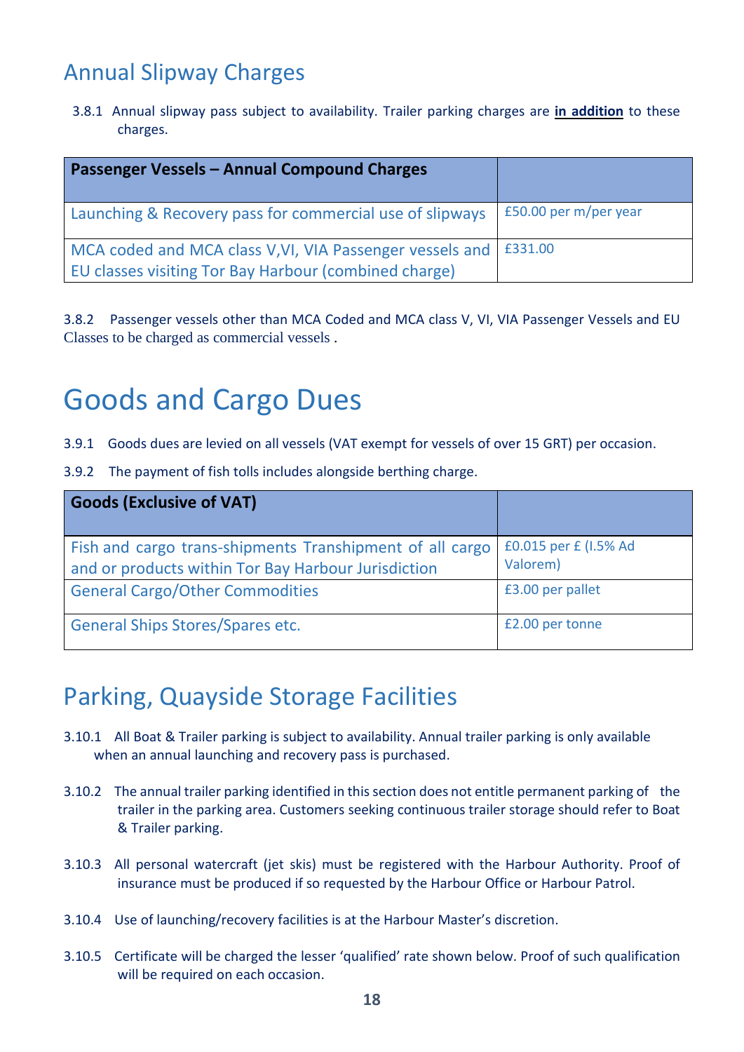## Annual Slipway Charges

3.8.1 Annual slipway pass subject to availability. Trailer parking charges are **in addition** to these charges.

| Passenger Vessels – Annual Compound Charges | |
|---|---|
| Launching & Recovery pass for commercial use of slipways | £50.00 per m/per year |
| MCA coded and MCA class V,VI, VIA Passenger vessels and EU classes visiting Tor Bay Harbour (combined charge) | £331.00 |

3.8.2 Passenger vessels other than MCA Coded and MCA class V, VI, VIA Passenger Vessels and EU Classes to be charged as commercial vessels .

# Goods and Cargo Dues

3.9.1 Goods dues are levied on all vessels (VAT exempt for vessels of over 15 GRT) per occasion.

3.9.2 The payment of fish tolls includes alongside berthing charge.

| Goods (Exclusive of VAT) | |
|---|---|
| Fish and cargo trans-shipments Transhipment of all cargo and or products within Tor Bay Harbour Jurisdiction | £0.015 per £ (I.5% Ad Valorem) |
| General Cargo/Other Commodities | £3.00 per pallet |
| General Ships Stores/Spares etc. | £2.00 per tonne |

## Parking, Quayside Storage Facilities

3.10.1 All Boat & Trailer parking is subject to availability. Annual trailer parking is only available when an annual launching and recovery pass is purchased.

3.10.2 The annual trailer parking identified in this section does not entitle permanent parking of the trailer in the parking area. Customers seeking continuous trailer storage should refer to Boat & Trailer parking.

3.10.3 All personal watercraft (jet skis) must be registered with the Harbour Authority. Proof of insurance must be produced if so requested by the Harbour Office or Harbour Patrol.

3.10.4 Use of launching/recovery facilities is at the Harbour Master's discretion.

3.10.5 Certificate will be charged the lesser 'qualified' rate shown below. Proof of such qualification will be required on each occasion.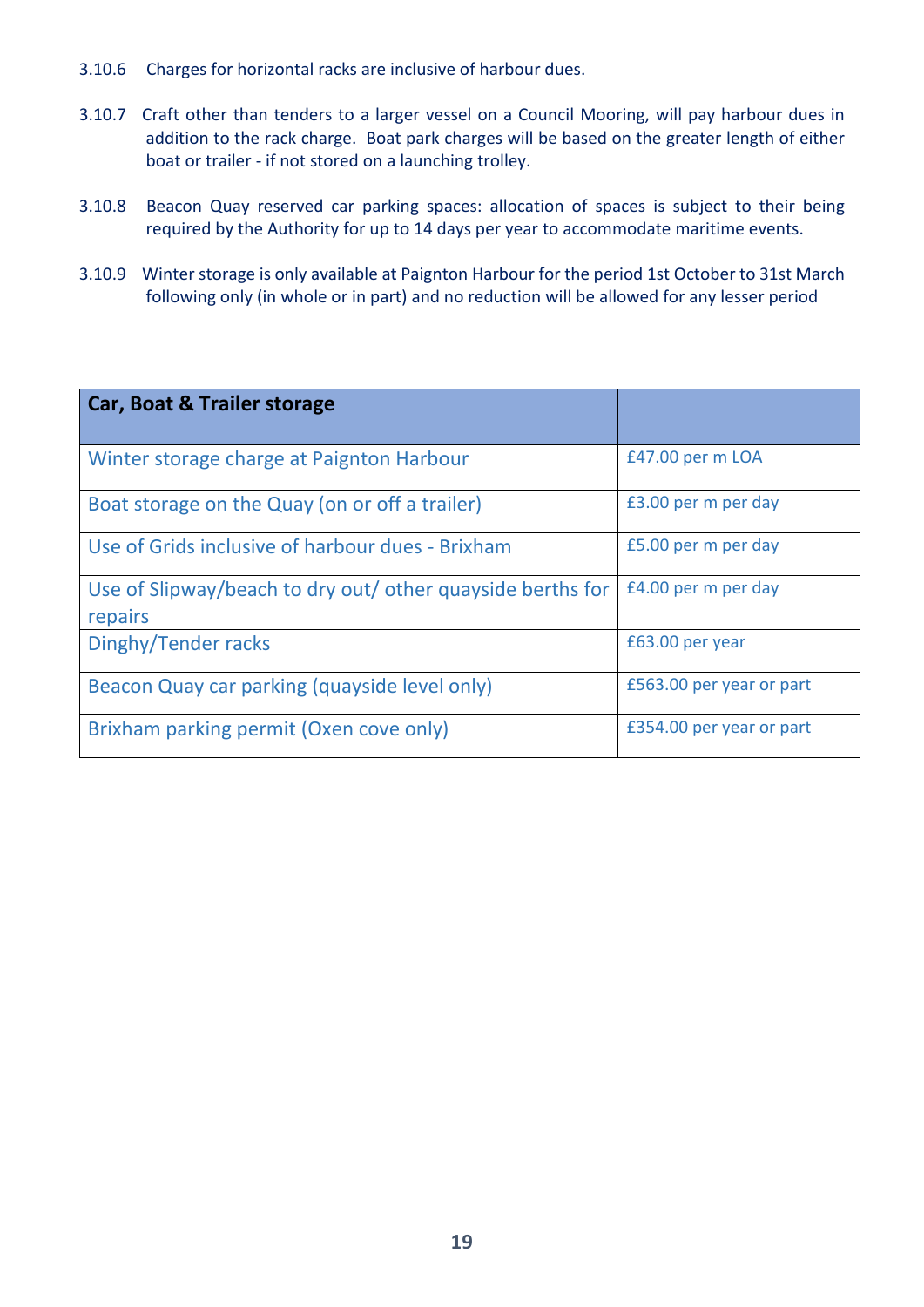3.10.6 Charges for horizontal racks are inclusive of harbour dues.

3.10.7 Craft other than tenders to a larger vessel on a Council Mooring, will pay harbour dues in addition to the rack charge. Boat park charges will be based on the greater length of either boat or trailer - if not stored on a launching trolley.

3.10.8 Beacon Quay reserved car parking spaces: allocation of spaces is subject to their being required by the Authority for up to 14 days per year to accommodate maritime events.

3.10.9 Winter storage is only available at Paignton Harbour for the period 1st October to 31st March following only (in whole or in part) and no reduction will be allowed for any lesser period

| **Car, Boat & Trailer storage** | |
|---|---|
| Winter storage charge at Paignton Harbour | £47.00 per m LOA |
| Boat storage on the Quay (on or off a trailer) | £3.00 per m per day |
| Use of Grids inclusive of harbour dues - Brixham | £5.00 per m per day |
| Use of Slipway/beach to dry out/ other quayside berths for repairs | £4.00 per m per day |
| Dinghy/Tender racks | £63.00 per year |
| Beacon Quay car parking (quayside level only) | £563.00 per year or part |
| Brixham parking permit (Oxen cove only) | £354.00 per year or part |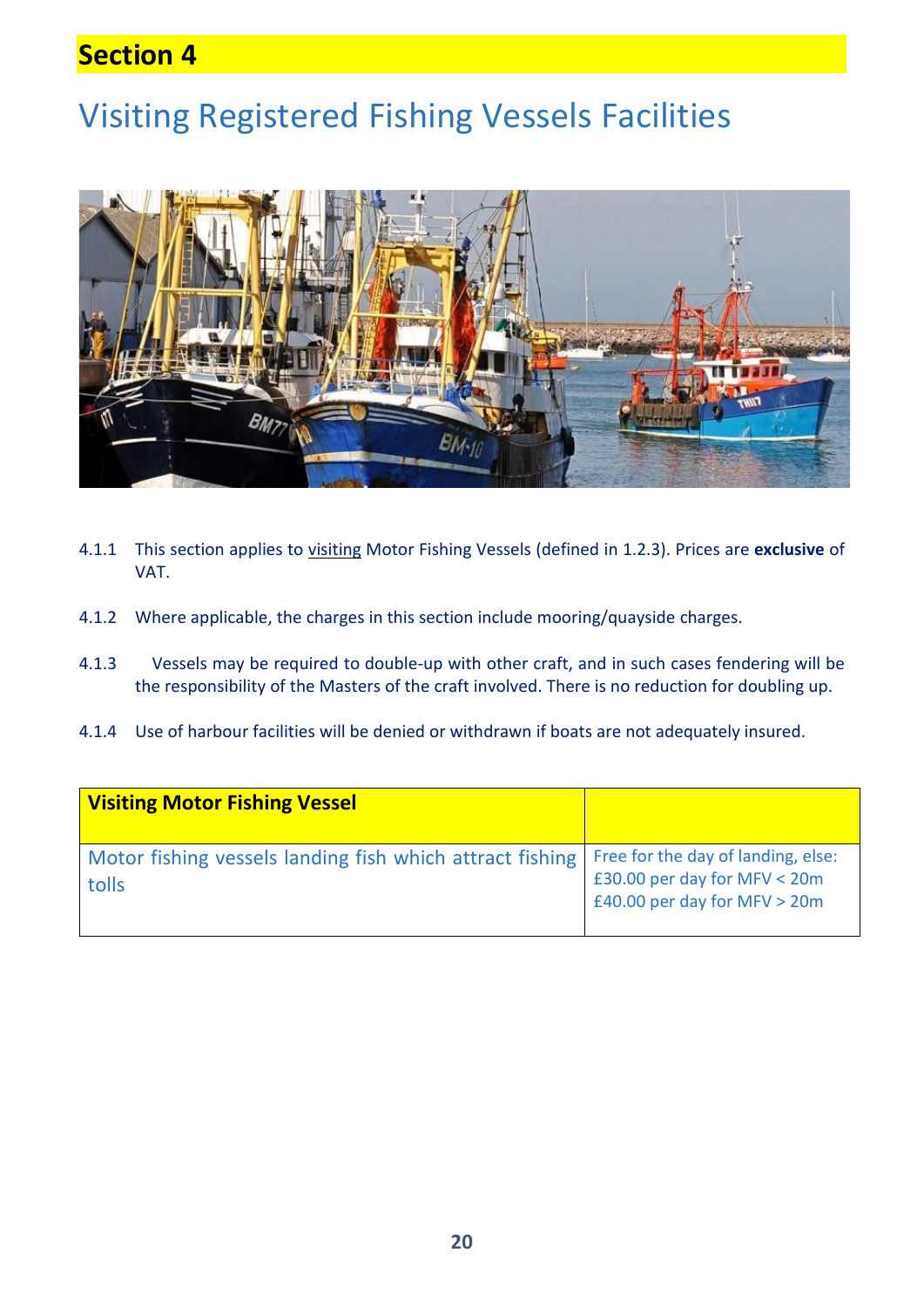## Section 4

# Visiting Registered Fishing Vessels Facilities

4.1.1 This section applies to visiting Motor Fishing Vessels (defined in 1.2.3). Prices are **exclusive** of VAT.

4.1.2 Where applicable, the charges in this section include mooring/quayside charges.

4.1.3 Vessels may be required to double-up with other craft, and in such cases fendering will be the responsibility of the Masters of the craft involved. There is no reduction for doubling up.

4.1.4 Use of harbour facilities will be denied or withdrawn if boats are not adequately insured.

| **Visiting Motor Fishing Vessel** | |
|---|---|
| Motor fishing vessels landing fish which attract fishing tolls | Free for the day of landing, else:<br>£30.00 per day for MFV < 20m<br>£40.00 per day for MFV > 20m |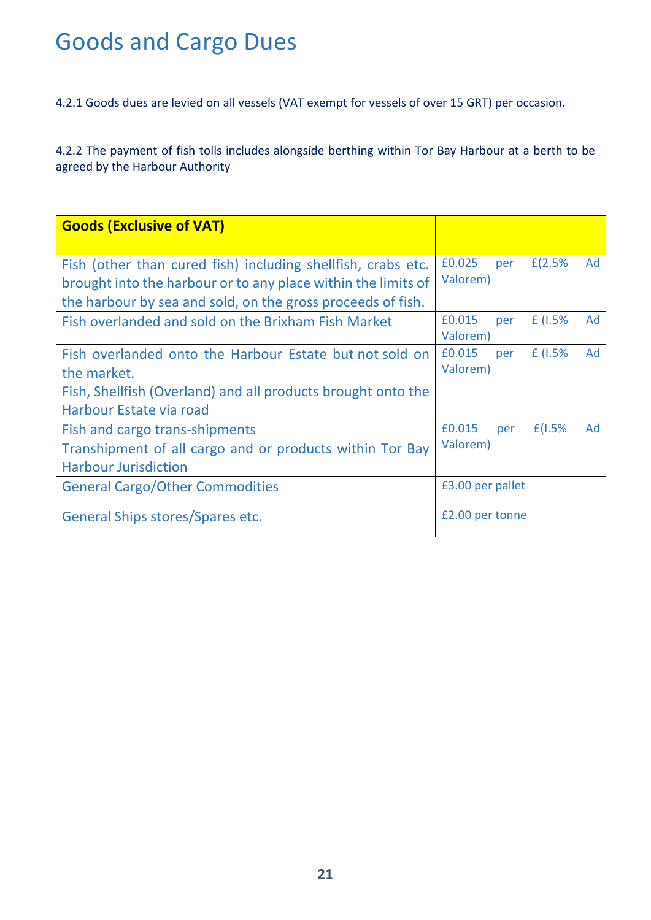# Goods and Cargo Dues

4.2.1 Goods dues are levied on all vessels (VAT exempt for vessels of over 15 GRT) per occasion.

4.2.2 The payment of fish tolls includes alongside berthing within Tor Bay Harbour at a berth to be agreed by the Harbour Authority

| **Goods (Exclusive of VAT)** | |
|---|---|
| Fish (other than cured fish) including shellfish, crabs etc. brought into the harbour or to any place within the limits of the harbour by sea and sold, on the gross proceeds of fish. | £0.025 per £(2.5% Ad Valorem) |
| Fish overlanded and sold on the Brixham Fish Market | £0.015 per £ (I.5% Ad Valorem) |
| Fish overlanded onto the Harbour Estate but not sold on the market.<br>Fish, Shellfish (Overland) and all products brought onto the Harbour Estate via road | £0.015 per £ (I.5% Ad Valorem) |
| Fish and cargo trans-shipments<br>Transhipment of all cargo and or products within Tor Bay Harbour Jurisdiction | £0.015 per £(I.5% Ad Valorem) |
| General Cargo/Other Commodities | £3.00 per pallet |
| General Ships stores/Spares etc. | £2.00 per tonne |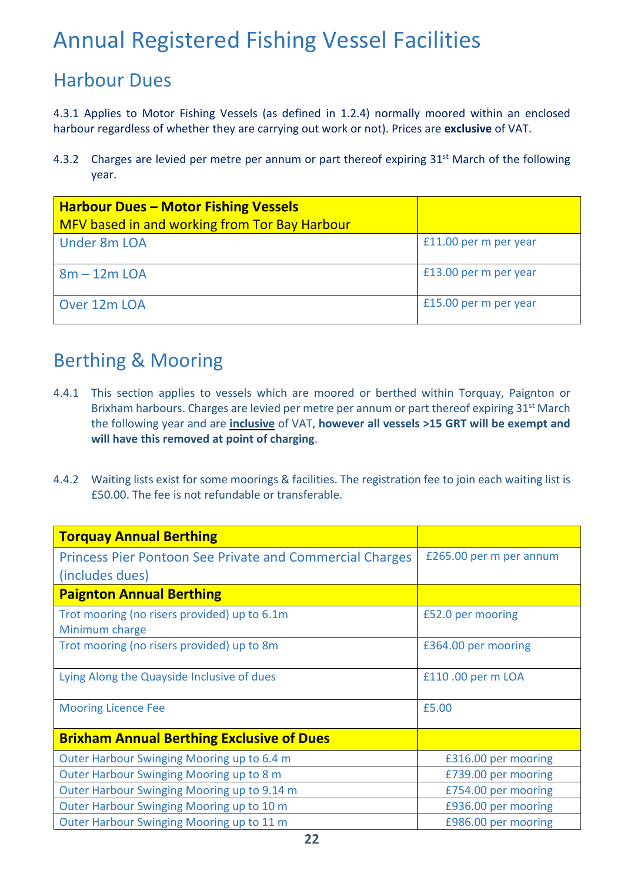# Annual Registered Fishing Vessel Facilities

## Harbour Dues

4.3.1 Applies to Motor Fishing Vessels (as defined in 1.2.4) normally moored within an enclosed harbour regardless of whether they are carrying out work or not). Prices are **exclusive** of VAT.

4.3.2 Charges are levied per metre per annum or part thereof expiring 31st March of the following year.

| **Harbour Dues – Motor Fishing Vessels**<br>MFV based in and working from Tor Bay Harbour | |
|---|---|
| Under 8m LOA | £11.00 per m per year |
| 8m – 12m LOA | £13.00 per m per year |
| Over 12m LOA | £15.00 per m per year |

## Berthing & Mooring

4.4.1 This section applies to vessels which are moored or berthed within Torquay, Paignton or Brixham harbours. Charges are levied per metre per annum or part thereof expiring 31st March the following year and are **inclusive** of VAT, **however all vessels >15 GRT will be exempt and will have this removed at point of charging**.

4.4.2 Waiting lists exist for some moorings & facilities. The registration fee to join each waiting list is £50.00. The fee is not refundable or transferable.

| **Torquay Annual Berthing** | |
|---|---|
| Princess Pier Pontoon See Private and Commercial Charges (includes dues) | £265.00 per m per annum |
| **Paignton Annual Berthing** | |
| Trot mooring (no risers provided) up to 6.1m Minimum charge | £52.0 per mooring |
| Trot mooring (no risers provided) up to 8m | £364.00 per mooring |
| Lying Along the Quayside Inclusive of dues | £110 .00 per m LOA |
| Mooring Licence Fee | £5.00 |
| **Brixham Annual Berthing Exclusive of Dues** | |
| Outer Harbour Swinging Mooring up to 6.4 m | £316.00 per mooring |
| Outer Harbour Swinging Mooring up to 8 m | £739.00 per mooring |
| Outer Harbour Swinging Mooring up to 9.14 m | £754.00 per mooring |
| Outer Harbour Swinging Mooring up to 10 m | £936.00 per mooring |
| Outer Harbour Swinging Mooring up to 11 m | £986.00 per mooring |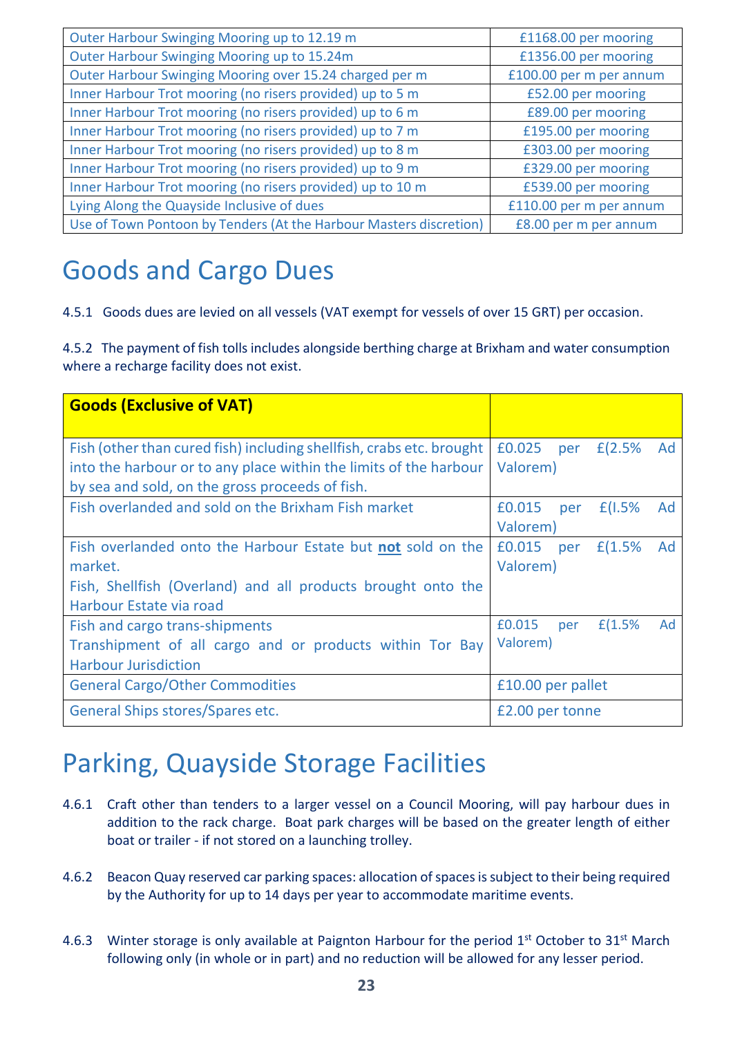| | |
|---|---|
| Outer Harbour Swinging Mooring up to 12.19 m | £1168.00 per mooring |
| Outer Harbour Swinging Mooring up to 15.24m | £1356.00 per mooring |
| Outer Harbour Swinging Mooring over 15.24 charged per m | £100.00 per m per annum |
| Inner Harbour Trot mooring (no risers provided) up to 5 m | £52.00 per mooring |
| Inner Harbour Trot mooring (no risers provided) up to 6 m | £89.00 per mooring |
| Inner Harbour Trot mooring (no risers provided) up to 7 m | £195.00 per mooring |
| Inner Harbour Trot mooring (no risers provided) up to 8 m | £303.00 per mooring |
| Inner Harbour Trot mooring (no risers provided) up to 9 m | £329.00 per mooring |
| Inner Harbour Trot mooring (no risers provided) up to 10 m | £539.00 per mooring |
| Lying Along the Quayside Inclusive of dues | £110.00 per m per annum |
| Use of Town Pontoon by Tenders (At the Harbour Masters discretion) | £8.00 per m per annum |

# Goods and Cargo Dues

4.5.1 Goods dues are levied on all vessels (VAT exempt for vessels of over 15 GRT) per occasion.

4.5.2 The payment of fish tolls includes alongside berthing charge at Brixham and water consumption where a recharge facility does not exist.

| **Goods (Exclusive of VAT)** | |
|---|---|
| Fish (other than cured fish) including shellfish, crabs etc. brought into the harbour or to any place within the limits of the harbour by sea and sold, on the gross proceeds of fish. | £0.025 per £(2.5% Ad Valorem) |
| Fish overlanded and sold on the Brixham Fish market | £0.015 per £(I.5% Ad Valorem) |
| Fish overlanded onto the Harbour Estate but **not** sold on the market.<br>Fish, Shellfish (Overland) and all products brought onto the Harbour Estate via road | £0.015 per £(1.5% Ad Valorem) |
| Fish and cargo trans-shipments<br>Transhipment of all cargo and or products within Tor Bay Harbour Jurisdiction | £0.015 per £(1.5% Ad Valorem) |
| General Cargo/Other Commodities | £10.00 per pallet |
| General Ships stores/Spares etc. | £2.00 per tonne |

# Parking, Quayside Storage Facilities

4.6.1 Craft other than tenders to a larger vessel on a Council Mooring, will pay harbour dues in addition to the rack charge. Boat park charges will be based on the greater length of either boat or trailer - if not stored on a launching trolley.

4.6.2 Beacon Quay reserved car parking spaces: allocation of spaces is subject to their being required by the Authority for up to 14 days per year to accommodate maritime events.

4.6.3 Winter storage is only available at Paignton Harbour for the period 1st October to 31st March following only (in whole or in part) and no reduction will be allowed for any lesser period.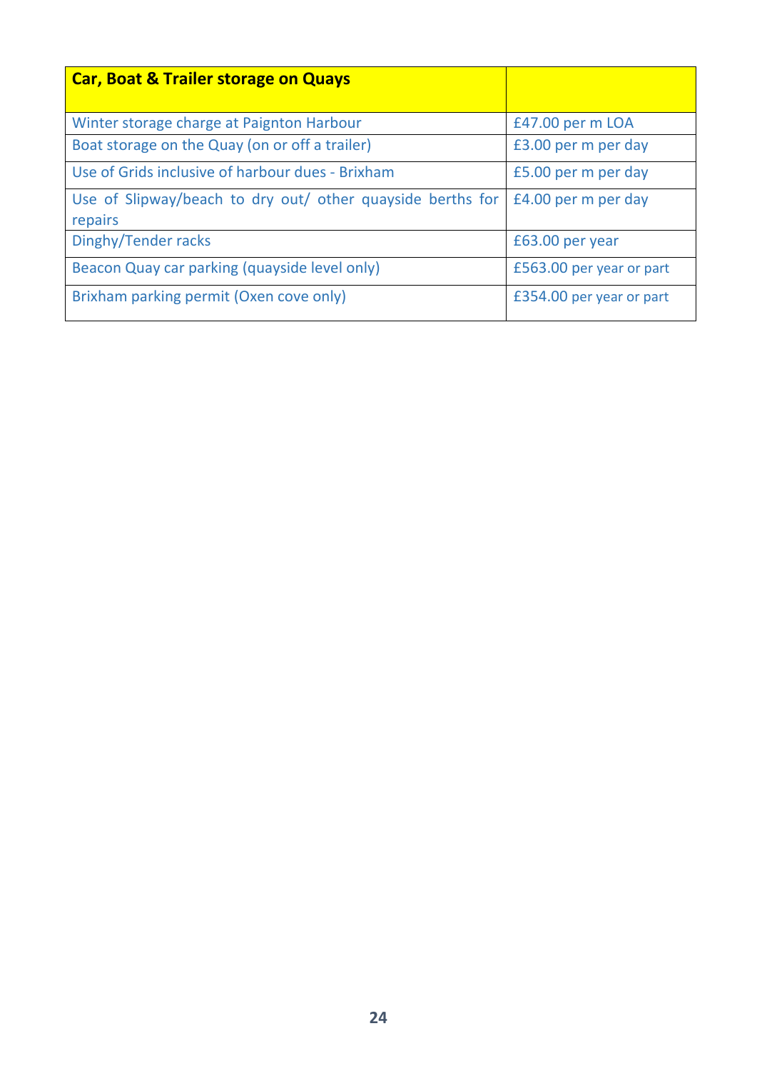| **Car, Boat & Trailer storage on Quays** | |
|---|---|
| Winter storage charge at Paignton Harbour | £47.00 per m LOA |
| Boat storage on the Quay (on or off a trailer) | £3.00 per m per day |
| Use of Grids inclusive of harbour dues - Brixham | £5.00 per m per day |
| Use of Slipway/beach to dry out/ other quayside berths for repairs | £4.00 per m per day |
| Dinghy/Tender racks | £63.00 per year |
| Beacon Quay car parking (quayside level only) | £563.00 per year or part |
| Brixham parking permit (Oxen cove only) | £354.00 per year or part |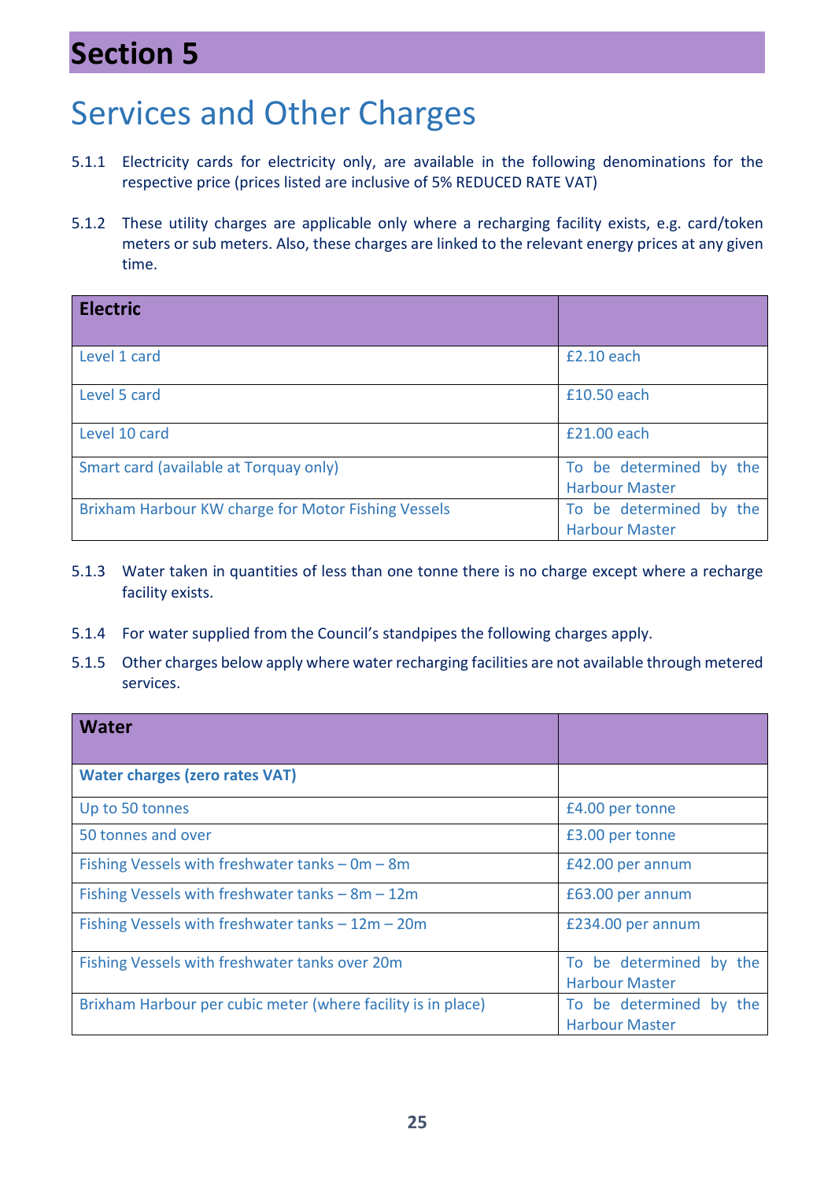# Section 5

## Services and Other Charges

5.1.1 Electricity cards for electricity only, are available in the following denominations for the respective price (prices listed are inclusive of 5% REDUCED RATE VAT)

5.1.2 These utility charges are applicable only where a recharging facility exists, e.g. card/token meters or sub meters. Also, these charges are linked to the relevant energy prices at any given time.

| **Electric** | |
|---|---|
| Level 1 card | £2.10 each |
| Level 5 card | £10.50 each |
| Level 10 card | £21.00 each |
| Smart card (available at Torquay only) | To be determined by the Harbour Master |
| Brixham Harbour KW charge for Motor Fishing Vessels | To be determined by the Harbour Master |

5.1.3 Water taken in quantities of less than one tonne there is no charge except where a recharge facility exists.

5.1.4 For water supplied from the Council's standpipes the following charges apply.

5.1.5 Other charges below apply where water recharging facilities are not available through metered services.

| **Water** | |
|---|---|
| **Water charges (zero rates VAT)** | |
| Up to 50 tonnes | £4.00 per tonne |
| 50 tonnes and over | £3.00 per tonne |
| Fishing Vessels with freshwater tanks – 0m – 8m | £42.00 per annum |
| Fishing Vessels with freshwater tanks – 8m – 12m | £63.00 per annum |
| Fishing Vessels with freshwater tanks – 12m – 20m | £234.00 per annum |
| Fishing Vessels with freshwater tanks over 20m | To be determined by the Harbour Master |
| Brixham Harbour per cubic meter (where facility is in place) | To be determined by the Harbour Master |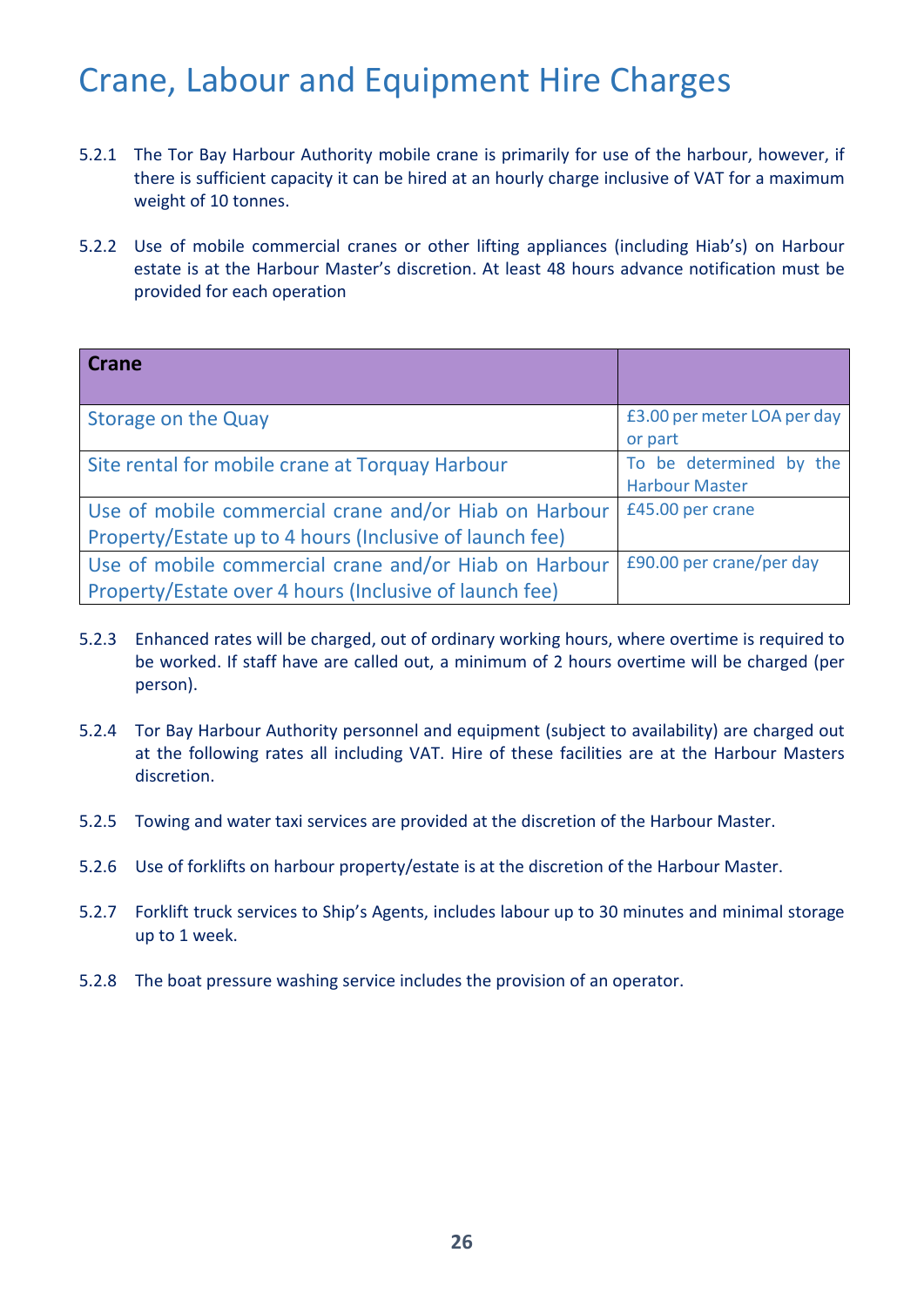# Crane, Labour and Equipment Hire Charges

5.2.1 The Tor Bay Harbour Authority mobile crane is primarily for use of the harbour, however, if there is sufficient capacity it can be hired at an hourly charge inclusive of VAT for a maximum weight of 10 tonnes.

5.2.2 Use of mobile commercial cranes or other lifting appliances (including Hiab's) on Harbour estate is at the Harbour Master's discretion. At least 48 hours advance notification must be provided for each operation

| **Crane** | |
|---|---|
| Storage on the Quay | £3.00 per meter LOA per day or part |
| Site rental for mobile crane at Torquay Harbour | To be determined by the Harbour Master |
| Use of mobile commercial crane and/or Hiab on Harbour Property/Estate up to 4 hours (Inclusive of launch fee) | £45.00 per crane |
| Use of mobile commercial crane and/or Hiab on Harbour Property/Estate over 4 hours (Inclusive of launch fee) | £90.00 per crane/per day |

5.2.3 Enhanced rates will be charged, out of ordinary working hours, where overtime is required to be worked. If staff have are called out, a minimum of 2 hours overtime will be charged (per person).

5.2.4 Tor Bay Harbour Authority personnel and equipment (subject to availability) are charged out at the following rates all including VAT. Hire of these facilities are at the Harbour Masters discretion.

5.2.5 Towing and water taxi services are provided at the discretion of the Harbour Master.

5.2.6 Use of forklifts on harbour property/estate is at the discretion of the Harbour Master.

5.2.7 Forklift truck services to Ship's Agents, includes labour up to 30 minutes and minimal storage up to 1 week.

5.2.8 The boat pressure washing service includes the provision of an operator.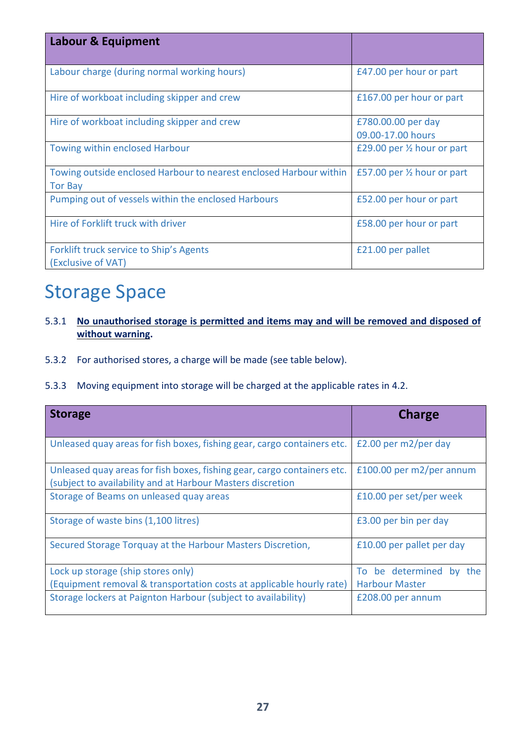| Labour & Equipment | |
|---|---|
| Labour charge (during normal working hours) | £47.00 per hour or part |
| Hire of workboat including skipper and crew | £167.00 per hour or part |
| Hire of workboat including skipper and crew | £780.00.00 per day 09.00-17.00 hours |
| Towing within enclosed Harbour | £29.00 per ½ hour or part |
| Towing outside enclosed Harbour to nearest enclosed Harbour within Tor Bay | £57.00 per ½ hour or part |
| Pumping out of vessels within the enclosed Harbours | £52.00 per hour or part |
| Hire of Forklift truck with driver | £58.00 per hour or part |
| Forklift truck service to Ship's Agents (Exclusive of VAT) | £21.00 per pallet |

# Storage Space

5.3.1 **No unauthorised storage is permitted and items may and will be removed and disposed of without warning.**

5.3.2 For authorised stores, a charge will be made (see table below).

5.3.3 Moving equipment into storage will be charged at the applicable rates in 4.2.

| Storage | Charge |
|---|---|
| Unleased quay areas for fish boxes, fishing gear, cargo containers etc. | £2.00 per m2/per day |
| Unleased quay areas for fish boxes, fishing gear, cargo containers etc. (subject to availability and at Harbour Masters discretion | £100.00 per m2/per annum |
| Storage of Beams on unleased quay areas | £10.00 per set/per week |
| Storage of waste bins (1,100 litres) | £3.00 per bin per day |
| Secured Storage Torquay at the Harbour Masters Discretion, | £10.00 per pallet per day |
| Lock up storage (ship stores only) (Equipment removal & transportation costs at applicable hourly rate) | To be determined by the Harbour Master |
| Storage lockers at Paignton Harbour (subject to availability) | £208.00 per annum |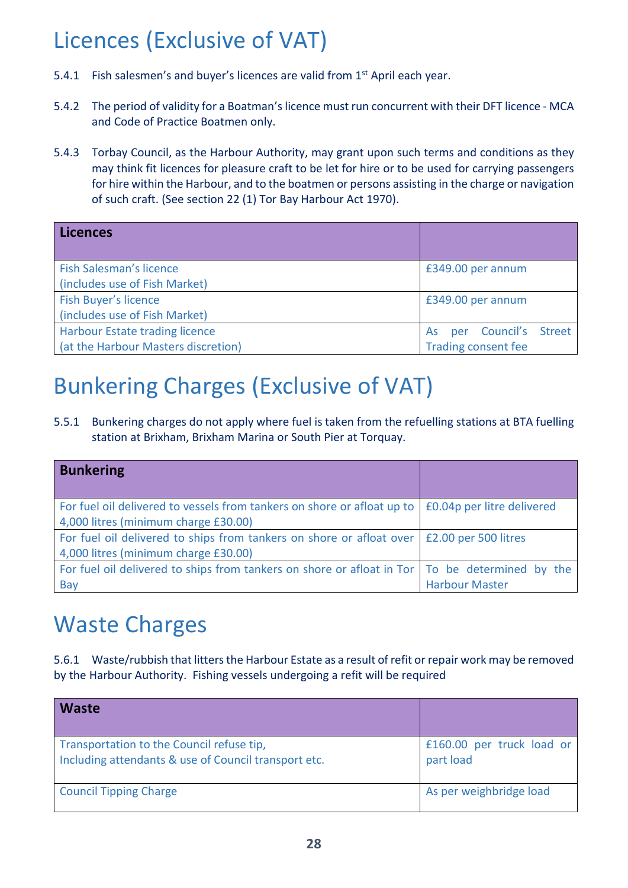# Licences (Exclusive of VAT)

5.4.1 Fish salesmen's and buyer's licences are valid from 1st April each year.

5.4.2 The period of validity for a Boatman's licence must run concurrent with their DFT licence - MCA and Code of Practice Boatmen only.

5.4.3 Torbay Council, as the Harbour Authority, may grant upon such terms and conditions as they may think fit licences for pleasure craft to be let for hire or to be used for carrying passengers for hire within the Harbour, and to the boatmen or persons assisting in the charge or navigation of such craft. (See section 22 (1) Tor Bay Harbour Act 1970).

| **Licences** | |
|---|---|
| Fish Salesman's licence (includes use of Fish Market) | £349.00 per annum |
| Fish Buyer's licence (includes use of Fish Market) | £349.00 per annum |
| Harbour Estate trading licence (at the Harbour Masters discretion) | As per Council's Street Trading consent fee |

# Bunkering Charges (Exclusive of VAT)

5.5.1 Bunkering charges do not apply where fuel is taken from the refuelling stations at BTA fuelling station at Brixham, Brixham Marina or South Pier at Torquay.

| **Bunkering** | |
|---|---|
| For fuel oil delivered to vessels from tankers on shore or afloat up to 4,000 litres (minimum charge £30.00) | £0.04p per litre delivered |
| For fuel oil delivered to ships from tankers on shore or afloat over 4,000 litres (minimum charge £30.00) | £2.00 per 500 litres |
| For fuel oil delivered to ships from tankers on shore or afloat in Tor Bay | To be determined by the Harbour Master |

# Waste Charges

5.6.1 Waste/rubbish that litters the Harbour Estate as a result of refit or repair work may be removed by the Harbour Authority. Fishing vessels undergoing a refit will be required

| **Waste** | |
|---|---|
| Transportation to the Council refuse tip, Including attendants & use of Council transport etc. | £160.00 per truck load or part load |
| Council Tipping Charge | As per weighbridge load |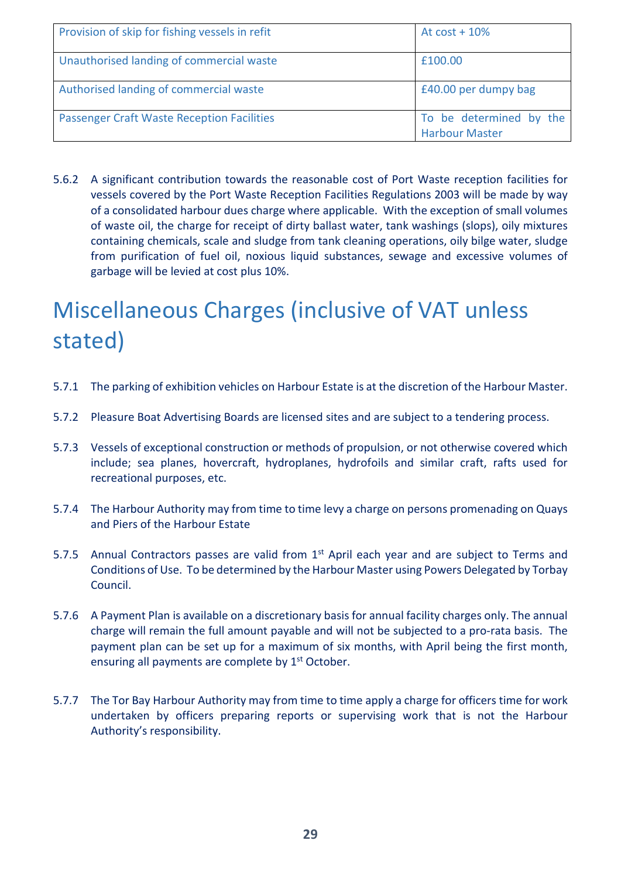| Provision of skip for fishing vessels in refit | At cost + 10% |
| --- | --- |
| Unauthorised landing of commercial waste | £100.00 |
| Authorised landing of commercial waste | £40.00 per dumpy bag |
| Passenger Craft Waste Reception Facilities | To be determined by the Harbour Master |

5.6.2 A significant contribution towards the reasonable cost of Port Waste reception facilities for vessels covered by the Port Waste Reception Facilities Regulations 2003 will be made by way of a consolidated harbour dues charge where applicable. With the exception of small volumes of waste oil, the charge for receipt of dirty ballast water, tank washings (slops), oily mixtures containing chemicals, scale and sludge from tank cleaning operations, oily bilge water, sludge from purification of fuel oil, noxious liquid substances, sewage and excessive volumes of garbage will be levied at cost plus 10%.

# Miscellaneous Charges (inclusive of VAT unless stated)

5.7.1 The parking of exhibition vehicles on Harbour Estate is at the discretion of the Harbour Master.

5.7.2 Pleasure Boat Advertising Boards are licensed sites and are subject to a tendering process.

5.7.3 Vessels of exceptional construction or methods of propulsion, or not otherwise covered which include; sea planes, hovercraft, hydroplanes, hydrofoils and similar craft, rafts used for recreational purposes, etc.

5.7.4 The Harbour Authority may from time to time levy a charge on persons promenading on Quays and Piers of the Harbour Estate

5.7.5 Annual Contractors passes are valid from 1st April each year and are subject to Terms and Conditions of Use. To be determined by the Harbour Master using Powers Delegated by Torbay Council.

5.7.6 A Payment Plan is available on a discretionary basis for annual facility charges only. The annual charge will remain the full amount payable and will not be subjected to a pro-rata basis. The payment plan can be set up for a maximum of six months, with April being the first month, ensuring all payments are complete by 1st October.

5.7.7 The Tor Bay Harbour Authority may from time to time apply a charge for officers time for work undertaken by officers preparing reports or supervising work that is not the Harbour Authority's responsibility.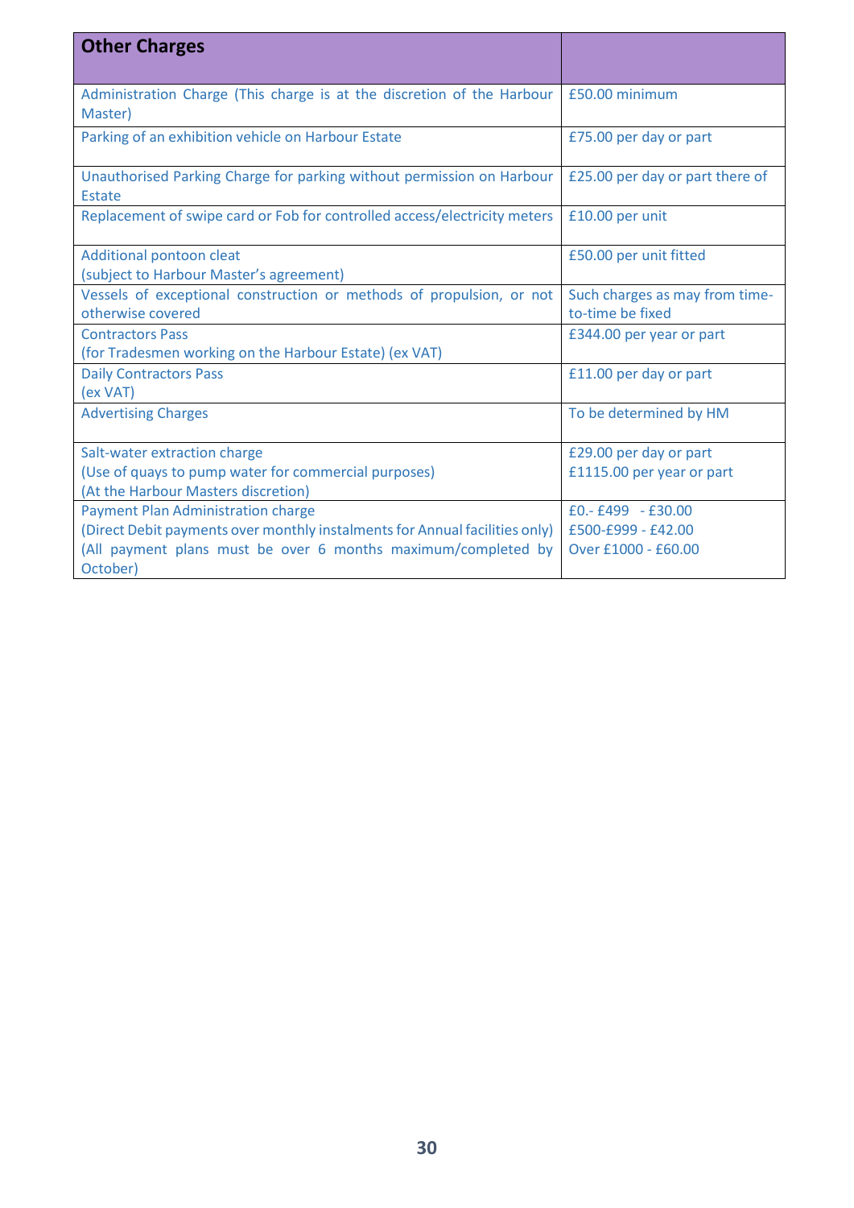| Other Charges | |
|---|---|
| Administration Charge (This charge is at the discretion of the Harbour Master) | £50.00 minimum |
| Parking of an exhibition vehicle on Harbour Estate | £75.00 per day or part |
| Unauthorised Parking Charge for parking without permission on Harbour Estate | £25.00 per day or part there of |
| Replacement of swipe card or Fob for controlled access/electricity meters | £10.00 per unit |
| Additional pontoon cleat<br>(subject to Harbour Master's agreement) | £50.00 per unit fitted |
| Vessels of exceptional construction or methods of propulsion, or not otherwise covered | Such charges as may from time-to-time be fixed |
| Contractors Pass<br>(for Tradesmen working on the Harbour Estate) (ex VAT) | £344.00 per year or part |
| Daily Contractors Pass<br>(ex VAT) | £11.00 per day or part |
| Advertising Charges | To be determined by HM |
| Salt-water extraction charge<br>(Use of quays to pump water for commercial purposes)<br>(At the Harbour Masters discretion) | £29.00 per day or part<br>£1115.00 per year or part |
| Payment Plan Administration charge<br>(Direct Debit payments over monthly instalments for Annual facilities only)<br>(All payment plans must be over 6 months maximum/completed by October) | £0.- £499 - £30.00<br>£500-£999 - £42.00<br>Over £1000 - £60.00 |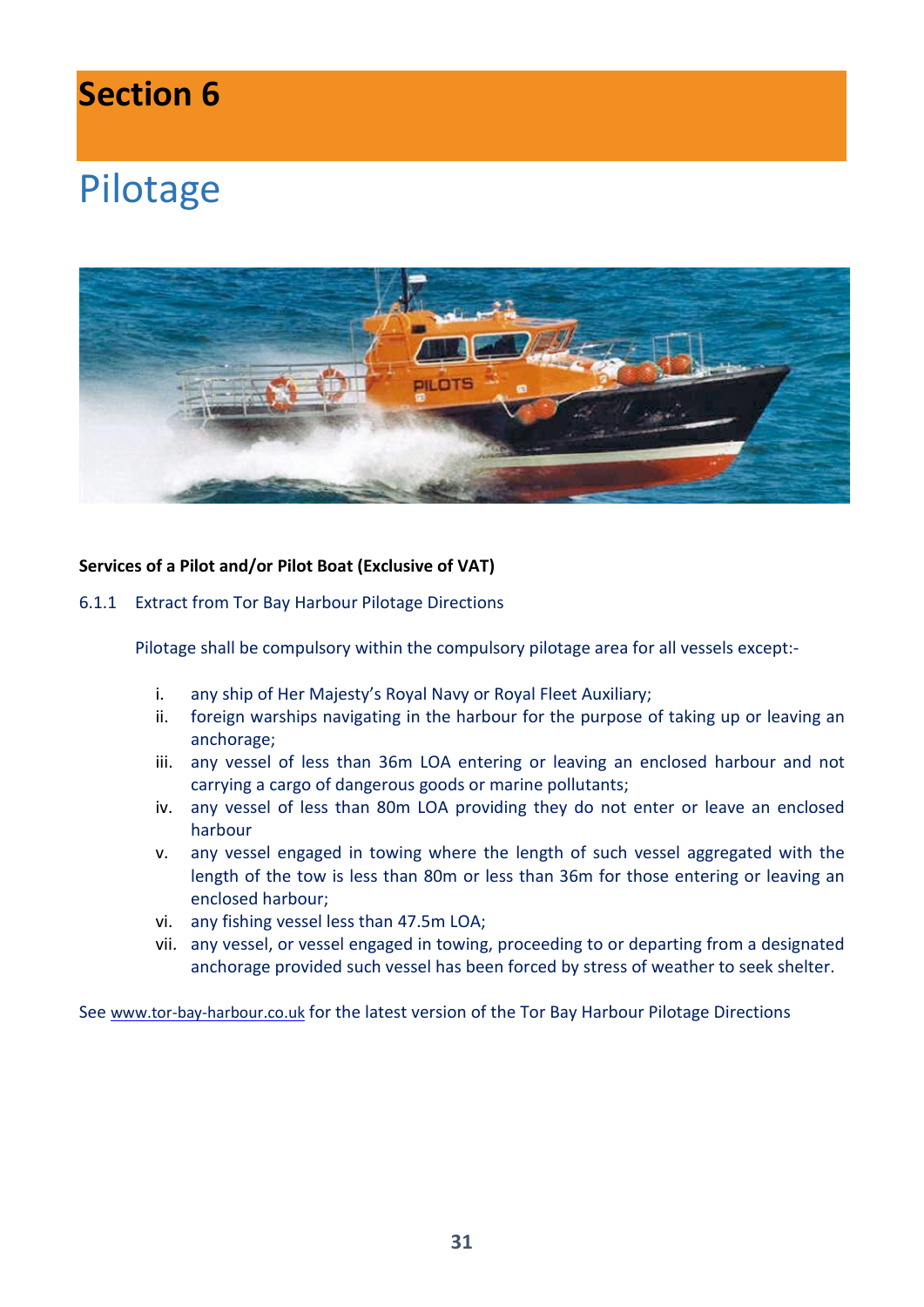# Section 6

## Pilotage

**Services of a Pilot and/or Pilot Boat (Exclusive of VAT)**

6.1.1 Extract from Tor Bay Harbour Pilotage Directions

Pilotage shall be compulsory within the compulsory pilotage area for all vessels except:-

i. any ship of Her Majesty's Royal Navy or Royal Fleet Auxiliary;
ii. foreign warships navigating in the harbour for the purpose of taking up or leaving an anchorage;
iii. any vessel of less than 36m LOA entering or leaving an enclosed harbour and not carrying a cargo of dangerous goods or marine pollutants;
iv. any vessel of less than 80m LOA providing they do not enter or leave an enclosed harbour
v. any vessel engaged in towing where the length of such vessel aggregated with the length of the tow is less than 80m or less than 36m for those entering or leaving an enclosed harbour;
vi. any fishing vessel less than 47.5m LOA;
vii. any vessel, or vessel engaged in towing, proceeding to or departing from a designated anchorage provided such vessel has been forced by stress of weather to seek shelter.

See www.tor-bay-harbour.co.uk for the latest version of the Tor Bay Harbour Pilotage Directions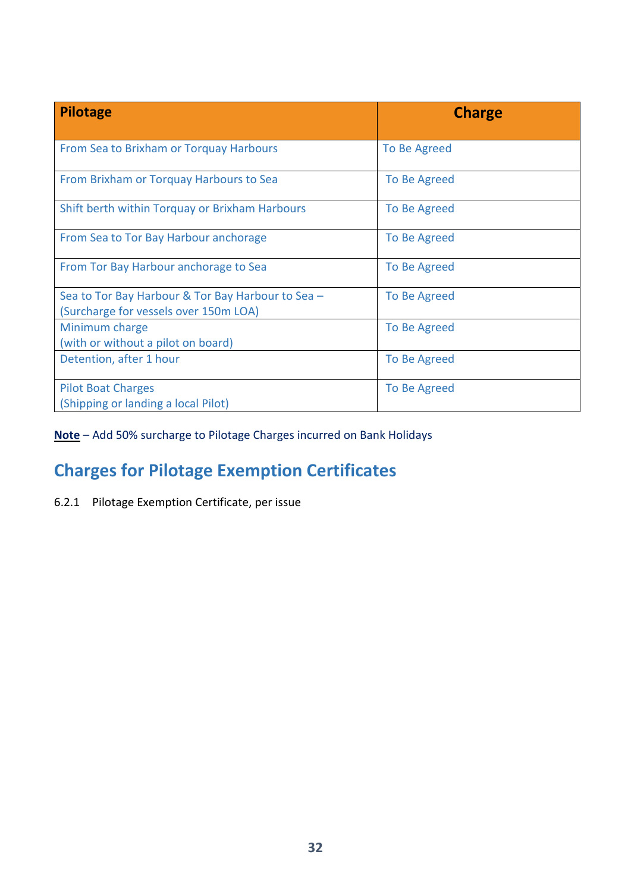| Pilotage | Charge |
|---|---|
| From Sea to Brixham or Torquay Harbours | To Be Agreed |
| From Brixham or Torquay Harbours to Sea | To Be Agreed |
| Shift berth within Torquay or Brixham Harbours | To Be Agreed |
| From Sea to Tor Bay Harbour anchorage | To Be Agreed |
| From Tor Bay Harbour anchorage to Sea | To Be Agreed |
| Sea to Tor Bay Harbour & Tor Bay Harbour to Sea – (Surcharge for vessels over 150m LOA) | To Be Agreed |
| Minimum charge (with or without a pilot on board) | To Be Agreed |
| Detention, after 1 hour | To Be Agreed |
| Pilot Boat Charges (Shipping or landing a local Pilot) | To Be Agreed |

**Note** – Add 50% surcharge to Pilotage Charges incurred on Bank Holidays

## Charges for Pilotage Exemption Certificates

6.2.1 Pilotage Exemption Certificate, per issue